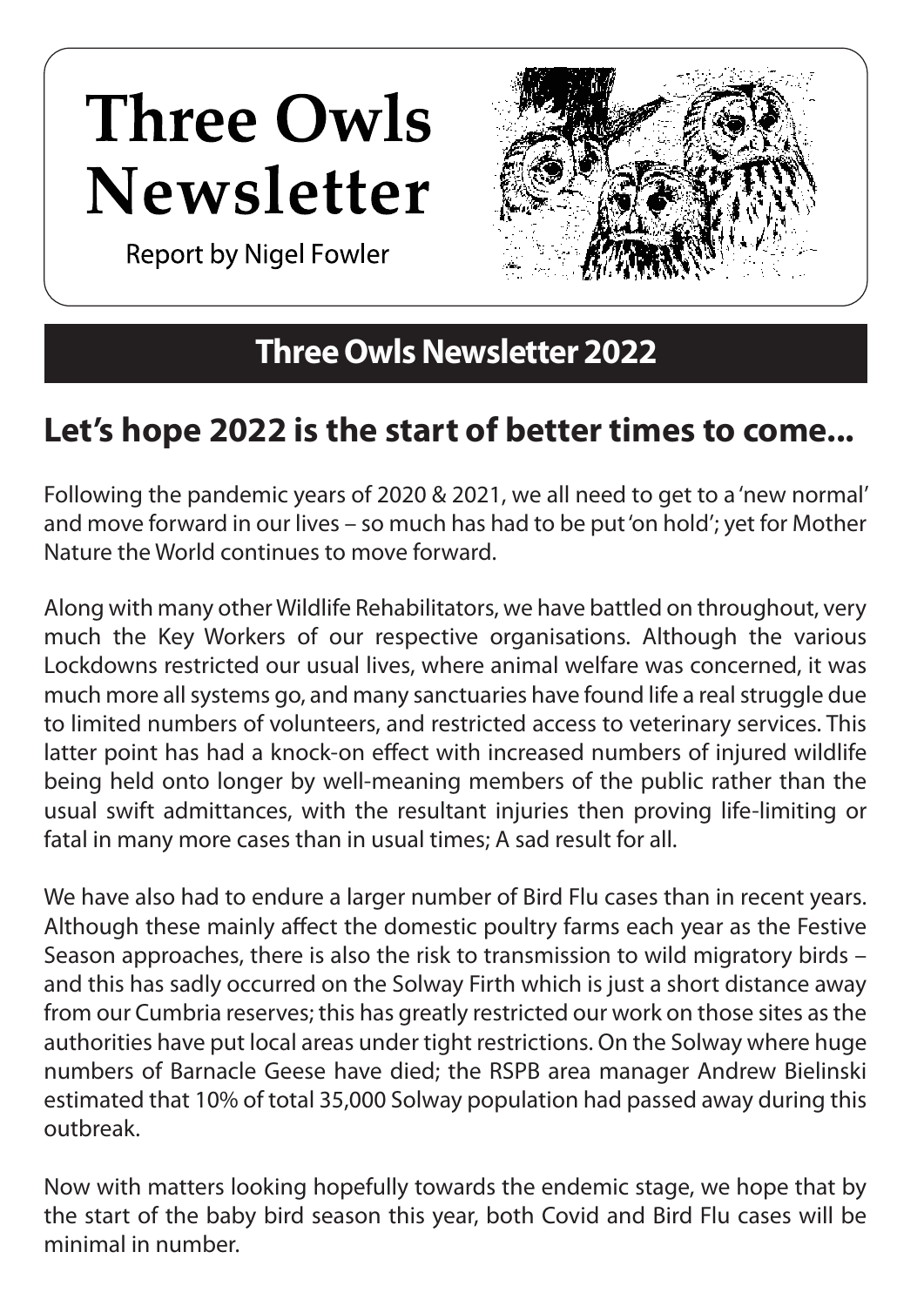# Three Owls Newsletter

Report by Nigel Fowler

## Three Owls Newsletter 2022

## Let's hope 2022 is the start of better times to come...

Following the pandemic years of 2020 & 2021, we all need to get to a 'new normal' and move forward in our lives – so much has had to be put 'on hold'; yet for Mother Nature the World continues to move forward.

Along with many other Wildlife Rehabilitators, we have battled on throughout, very much the Key Workers of our respective organisations. Although the various Lockdowns restricted our usual lives, where animal welfare was concerned, it was much more all systems go, and many sanctuaries have found life a real struggle due to limited numbers of volunteers, and restricted access to veterinary services. This latter point has had a knock-on effect with increased numbers of injured wildlife being held onto longer by well-meaning members of the public rather than the usual swift admittances, with the resultant injuries then proving life-limiting or fatal in many more cases than in usual times; A sad result for all.

We have also had to endure a larger number of Bird Flu cases than in recent years. Although these mainly affect the domestic poultry farms each year as the Festive Season approaches, there is also the risk to transmission to wild migratory birds – and this has sadly occurred on the Solway Firth which is just a short distance away from our Cumbria reserves; this has greatly restricted our work on those sites as the authorities have put local areas under tight restrictions. On the Solway where huge numbers of Barnacle Geese have died; the RSPB area manager Andrew Bielinski estimated that 10% of total 35,000 Solway population had passed away during this outbreak.

Now with matters looking hopefully towards the endemic stage, we hope that by the start of the baby bird season this year, both Covid and Bird Flu cases will be minimal in number.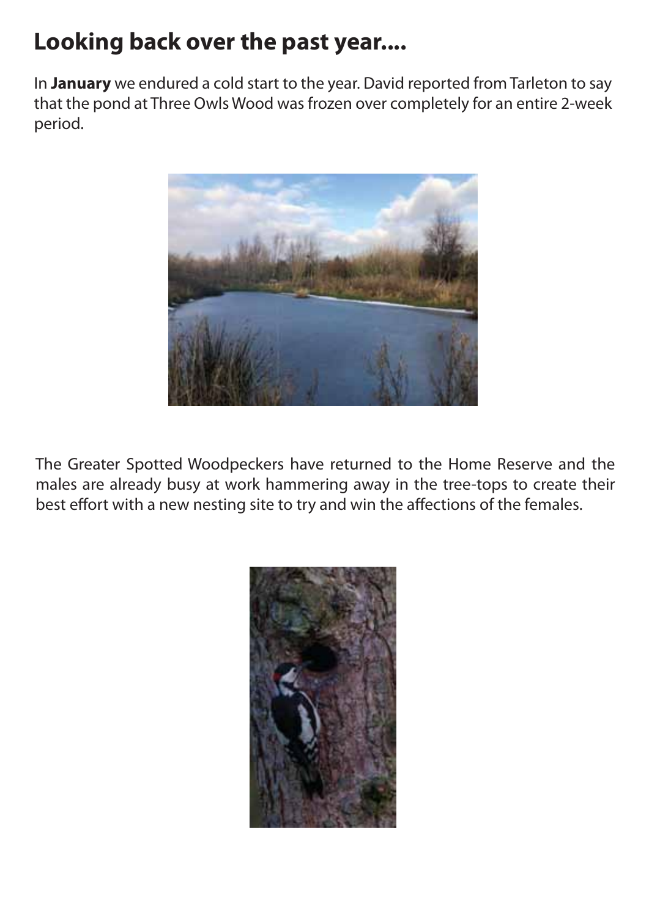# Looking back over the past year....

In **January** we endured a cold start to the year. David reported from Tarleton to say that the pond at Three Owls Wood was frozen over completely for an entire 2-week period.

The Greater Spotted Woodpeckers have returned to the Home Reserve and the males are already busy at work hammering away in the tree-tops to create their best effort with a new nesting site to try and win the affections of the females.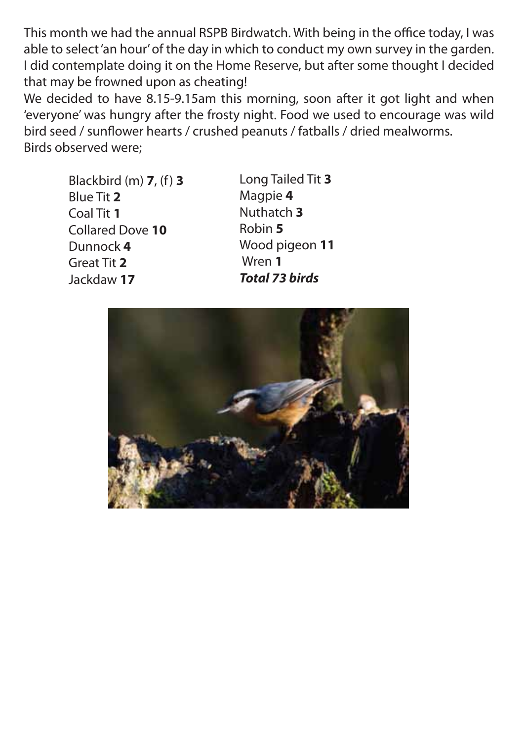This month we had the annual RSPB Birdwatch. With being in the office today, I was able to select 'an hour' of the day in which to conduct my own survey in the garden. I did contemplate doing it on the Home Reserve, but after some thought I decided that may be frowned upon as cheating!

We decided to have 8.15-9.15am this morning, soon after it got light and when 'everyone' was hungry after the frosty night. Food we used to encourage was wild bird seed / sunflower hearts / crushed peanuts / fatballs / dried mealworms.

Birds observed were;

Blackbird (m) **7**, (f) **3**
Blue Tit **2**
Coal Tit **1**
Collared Dove **10**
Dunnock **4**
Great Tit **2**
Jackdaw **17**
Long Tailed Tit **3**
Magpie **4**
Nuthatch **3**
Robin **5**
Wood pigeon **11**
Wren **1**
***Total 73 birds***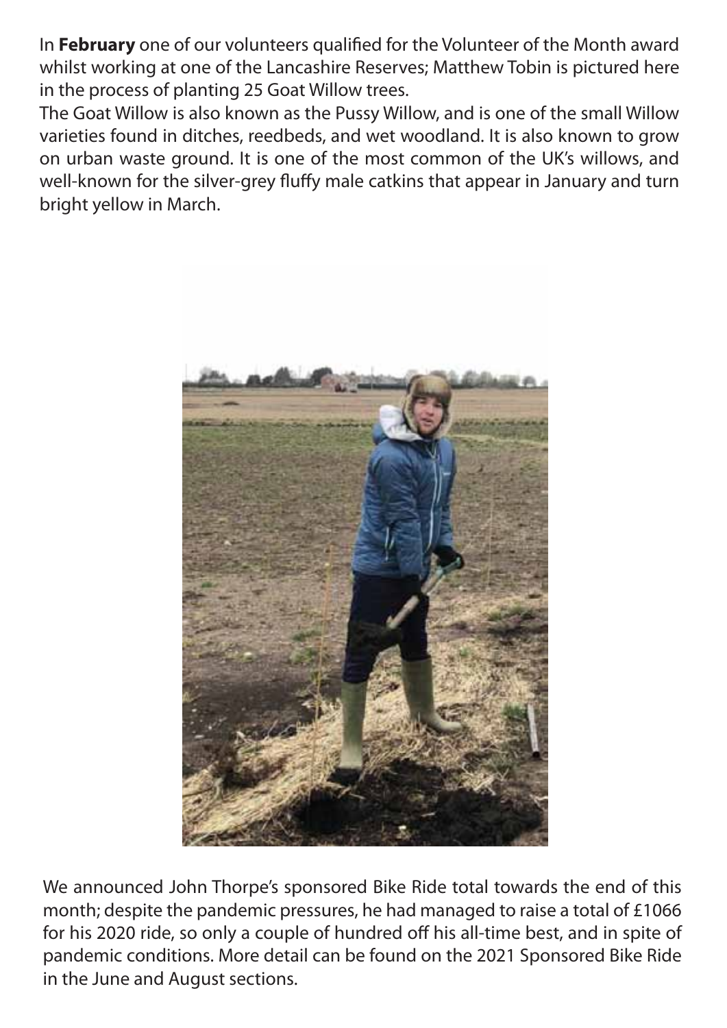In **February** one of our volunteers qualified for the Volunteer of the Month award whilst working at one of the Lancashire Reserves; Matthew Tobin is pictured here in the process of planting 25 Goat Willow trees.

The Goat Willow is also known as the Pussy Willow, and is one of the small Willow varieties found in ditches, reedbeds, and wet woodland. It is also known to grow on urban waste ground. It is one of the most common of the UK's willows, and well-known for the silver-grey fluffy male catkins that appear in January and turn bright yellow in March.

We announced John Thorpe's sponsored Bike Ride total towards the end of this month; despite the pandemic pressures, he had managed to raise a total of £1066 for his 2020 ride, so only a couple of hundred off his all-time best, and in spite of pandemic conditions. More detail can be found on the 2021 Sponsored Bike Ride in the June and August sections.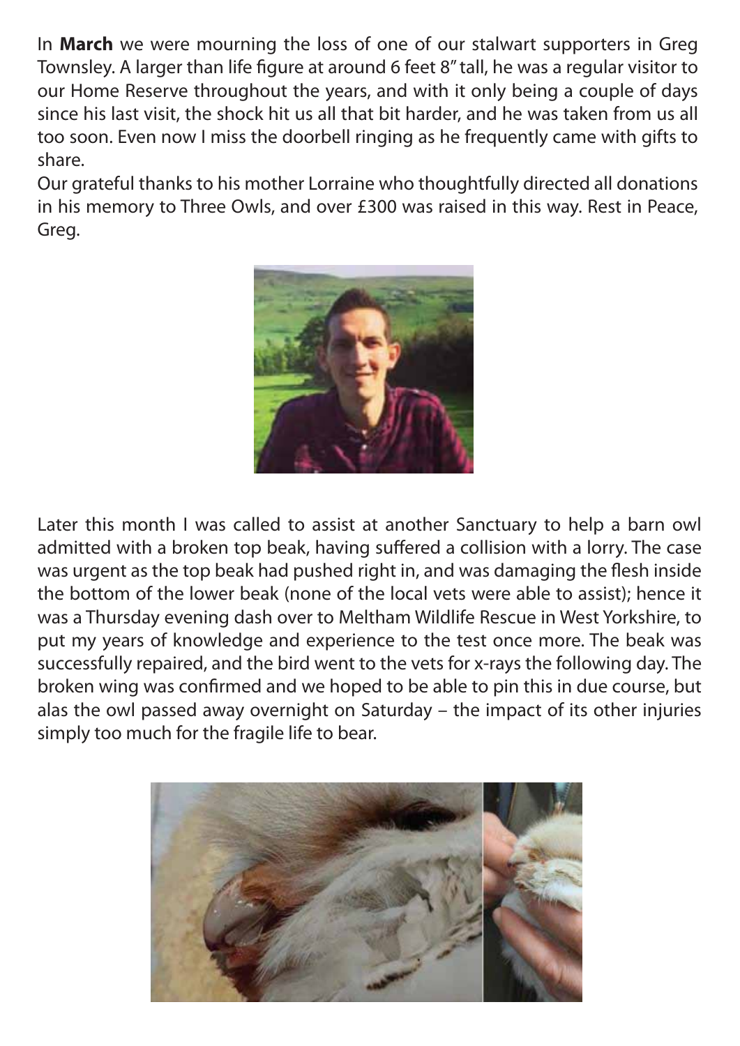In **March** we were mourning the loss of one of our stalwart supporters in Greg Townsley. A larger than life figure at around 6 feet 8" tall, he was a regular visitor to our Home Reserve throughout the years, and with it only being a couple of days since his last visit, the shock hit us all that bit harder, and he was taken from us all too soon. Even now I miss the doorbell ringing as he frequently came with gifts to share.

Our grateful thanks to his mother Lorraine who thoughtfully directed all donations in his memory to Three Owls, and over £300 was raised in this way. Rest in Peace, Greg.

Later this month I was called to assist at another Sanctuary to help a barn owl admitted with a broken top beak, having suffered a collision with a lorry. The case was urgent as the top beak had pushed right in, and was damaging the flesh inside the bottom of the lower beak (none of the local vets were able to assist); hence it was a Thursday evening dash over to Meltham Wildlife Rescue in West Yorkshire, to put my years of knowledge and experience to the test once more. The beak was successfully repaired, and the bird went to the vets for x-rays the following day. The broken wing was confirmed and we hoped to be able to pin this in due course, but alas the owl passed away overnight on Saturday – the impact of its other injuries simply too much for the fragile life to bear.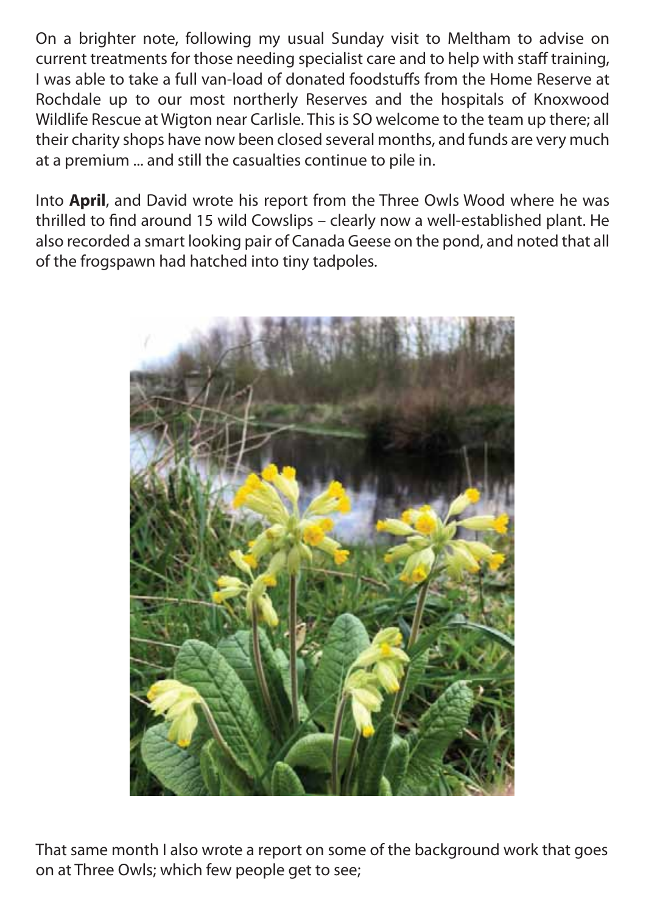On a brighter note, following my usual Sunday visit to Meltham to advise on current treatments for those needing specialist care and to help with staff training, I was able to take a full van-load of donated foodstuffs from the Home Reserve at Rochdale up to our most northerly Reserves and the hospitals of Knoxwood Wildlife Rescue at Wigton near Carlisle. This is SO welcome to the team up there; all their charity shops have now been closed several months, and funds are very much at a premium ... and still the casualties continue to pile in.

Into **April**, and David wrote his report from the Three Owls Wood where he was thrilled to find around 15 wild Cowslips – clearly now a well-established plant. He also recorded a smart looking pair of Canada Geese on the pond, and noted that all of the frogspawn had hatched into tiny tadpoles.

That same month I also wrote a report on some of the background work that goes on at Three Owls; which few people get to see;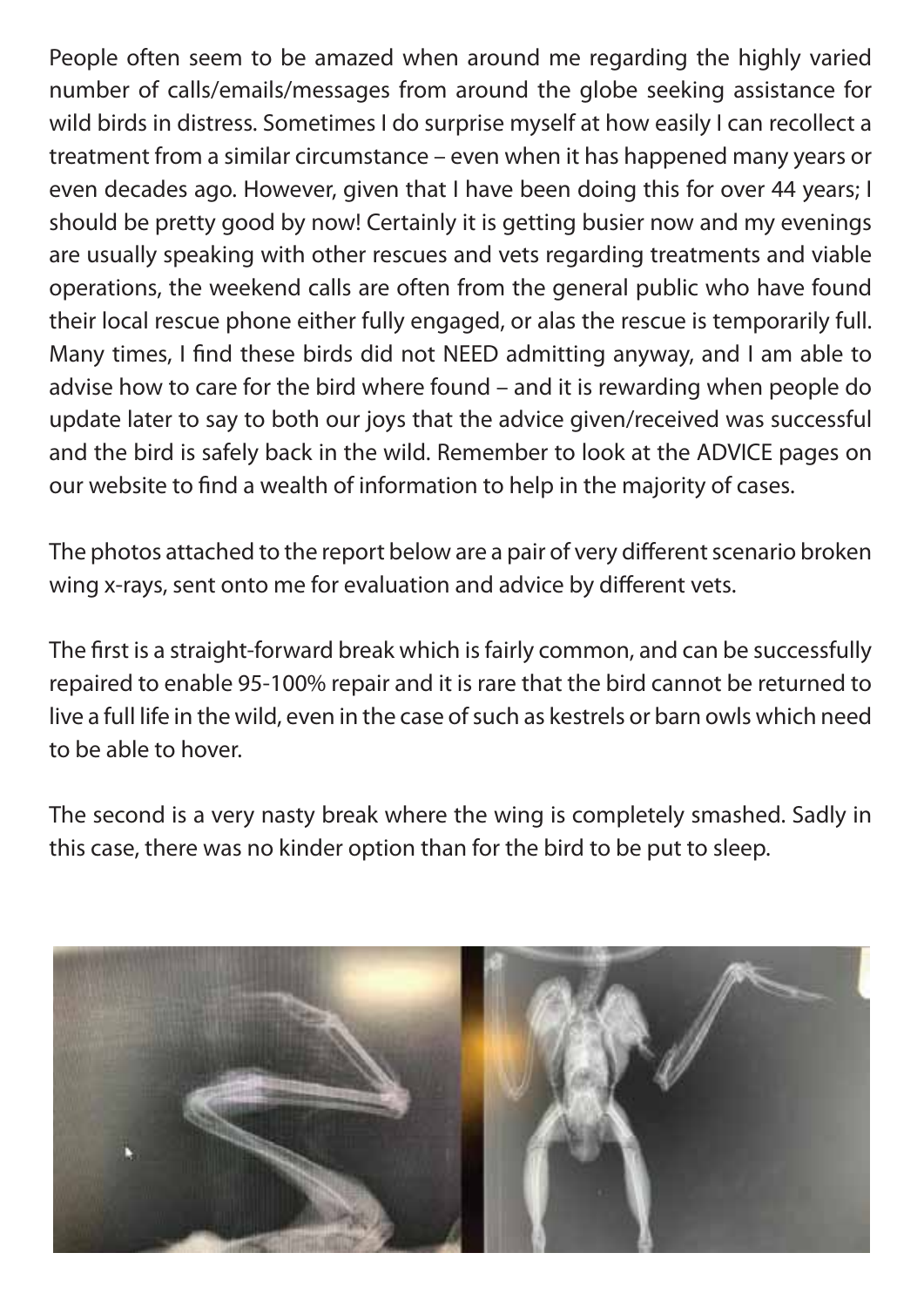People often seem to be amazed when around me regarding the highly varied number of calls/emails/messages from around the globe seeking assistance for wild birds in distress. Sometimes I do surprise myself at how easily I can recollect a treatment from a similar circumstance – even when it has happened many years or even decades ago. However, given that I have been doing this for over 44 years; I should be pretty good by now! Certainly it is getting busier now and my evenings are usually speaking with other rescues and vets regarding treatments and viable operations, the weekend calls are often from the general public who have found their local rescue phone either fully engaged, or alas the rescue is temporarily full. Many times, I find these birds did not NEED admitting anyway, and I am able to advise how to care for the bird where found – and it is rewarding when people do update later to say to both our joys that the advice given/received was successful and the bird is safely back in the wild. Remember to look at the ADVICE pages on our website to find a wealth of information to help in the majority of cases.

The photos attached to the report below are a pair of very different scenario broken wing x-rays, sent onto me for evaluation and advice by different vets.

The first is a straight-forward break which is fairly common, and can be successfully repaired to enable 95-100% repair and it is rare that the bird cannot be returned to live a full life in the wild, even in the case of such as kestrels or barn owls which need to be able to hover.

The second is a very nasty break where the wing is completely smashed. Sadly in this case, there was no kinder option than for the bird to be put to sleep.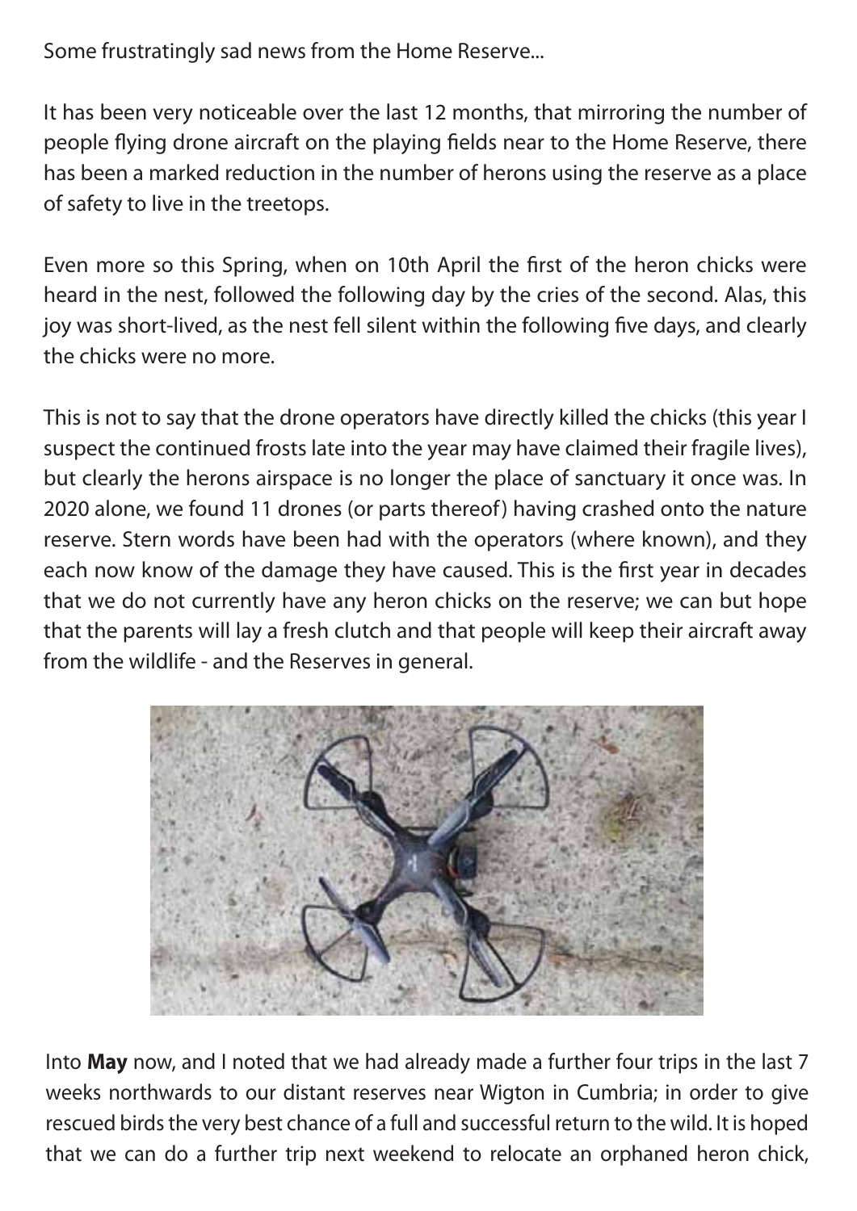Some frustratingly sad news from the Home Reserve...

It has been very noticeable over the last 12 months, that mirroring the number of people flying drone aircraft on the playing fields near to the Home Reserve, there has been a marked reduction in the number of herons using the reserve as a place of safety to live in the treetops.

Even more so this Spring, when on 10th April the first of the heron chicks were heard in the nest, followed the following day by the cries of the second. Alas, this joy was short-lived, as the nest fell silent within the following five days, and clearly the chicks were no more.

This is not to say that the drone operators have directly killed the chicks (this year I suspect the continued frosts late into the year may have claimed their fragile lives), but clearly the herons airspace is no longer the place of sanctuary it once was. In 2020 alone, we found 11 drones (or parts thereof) having crashed onto the nature reserve. Stern words have been had with the operators (where known), and they each now know of the damage they have caused. This is the first year in decades that we do not currently have any heron chicks on the reserve; we can but hope that the parents will lay a fresh clutch and that people will keep their aircraft away from the wildlife - and the Reserves in general.

Into **May** now, and I noted that we had already made a further four trips in the last 7 weeks northwards to our distant reserves near Wigton in Cumbria; in order to give rescued birds the very best chance of a full and successful return to the wild. It is hoped that we can do a further trip next weekend to relocate an orphaned heron chick,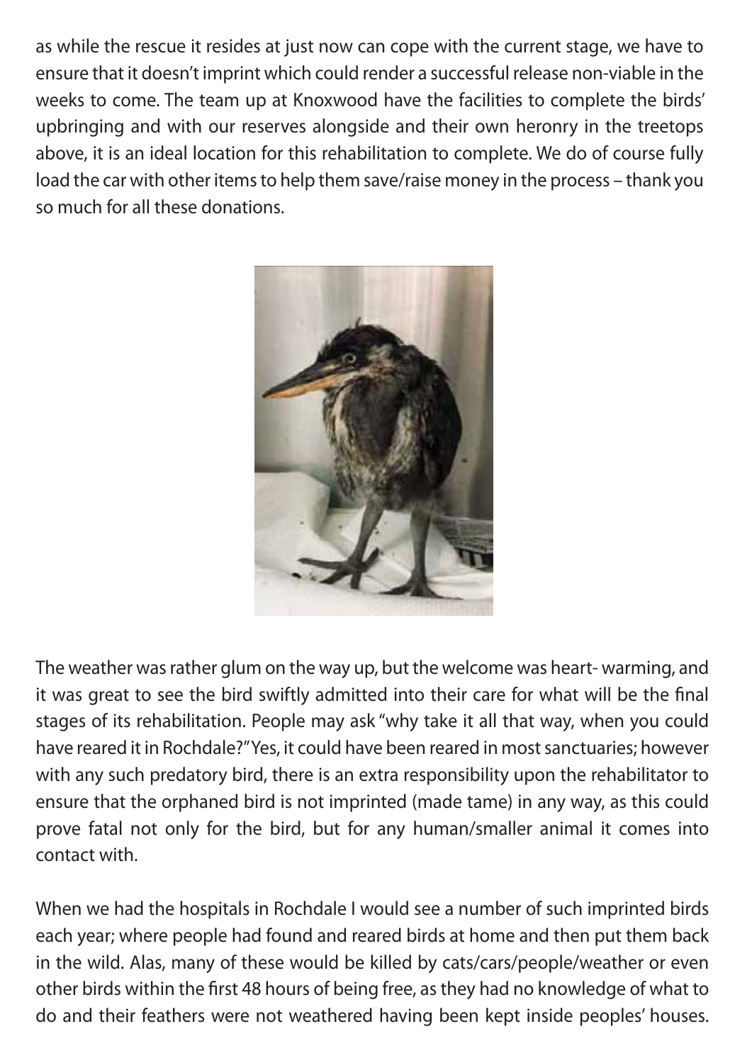as while the rescue it resides at just now can cope with the current stage, we have to ensure that it doesn't imprint which could render a successful release non-viable in the weeks to come. The team up at Knoxwood have the facilities to complete the birds' upbringing and with our reserves alongside and their own heronry in the treetops above, it is an ideal location for this rehabilitation to complete. We do of course fully load the car with other items to help them save/raise money in the process – thank you so much for all these donations.

The weather was rather glum on the way up, but the welcome was heart- warming, and it was great to see the bird swiftly admitted into their care for what will be the final stages of its rehabilitation. People may ask "why take it all that way, when you could have reared it in Rochdale?" Yes, it could have been reared in most sanctuaries; however with any such predatory bird, there is an extra responsibility upon the rehabilitator to ensure that the orphaned bird is not imprinted (made tame) in any way, as this could prove fatal not only for the bird, but for any human/smaller animal it comes into contact with.

When we had the hospitals in Rochdale I would see a number of such imprinted birds each year; where people had found and reared birds at home and then put them back in the wild. Alas, many of these would be killed by cats/cars/people/weather or even other birds within the first 48 hours of being free, as they had no knowledge of what to do and their feathers were not weathered having been kept inside peoples' houses.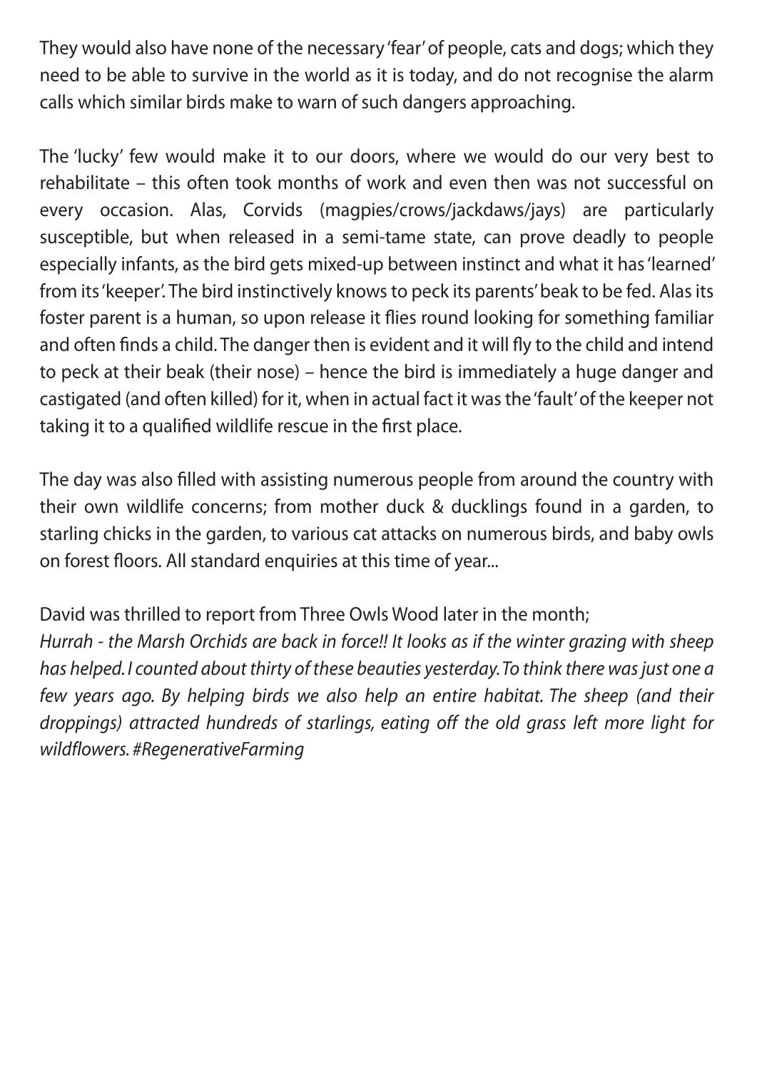They would also have none of the necessary 'fear' of people, cats and dogs; which they need to be able to survive in the world as it is today, and do not recognise the alarm calls which similar birds make to warn of such dangers approaching.

The 'lucky' few would make it to our doors, where we would do our very best to rehabilitate – this often took months of work and even then was not successful on every occasion. Alas, Corvids (magpies/crows/jackdaws/jays) are particularly susceptible, but when released in a semi-tame state, can prove deadly to people especially infants, as the bird gets mixed-up between instinct and what it has 'learned' from its 'keeper'. The bird instinctively knows to peck its parents' beak to be fed. Alas its foster parent is a human, so upon release it flies round looking for something familiar and often finds a child. The danger then is evident and it will fly to the child and intend to peck at their beak (their nose) – hence the bird is immediately a huge danger and castigated (and often killed) for it, when in actual fact it was the 'fault' of the keeper not taking it to a qualified wildlife rescue in the first place.

The day was also filled with assisting numerous people from around the country with their own wildlife concerns; from mother duck & ducklings found in a garden, to starling chicks in the garden, to various cat attacks on numerous birds, and baby owls on forest floors. All standard enquiries at this time of year...

David was thrilled to report from Three Owls Wood later in the month;
*Hurrah - the Marsh Orchids are back in force!! It looks as if the winter grazing with sheep has helped. I counted about thirty of these beauties yesterday. To think there was just one a few years ago. By helping birds we also help an entire habitat. The sheep (and their droppings) attracted hundreds of starlings, eating off the old grass left more light for wildflowers. #RegenerativeFarming*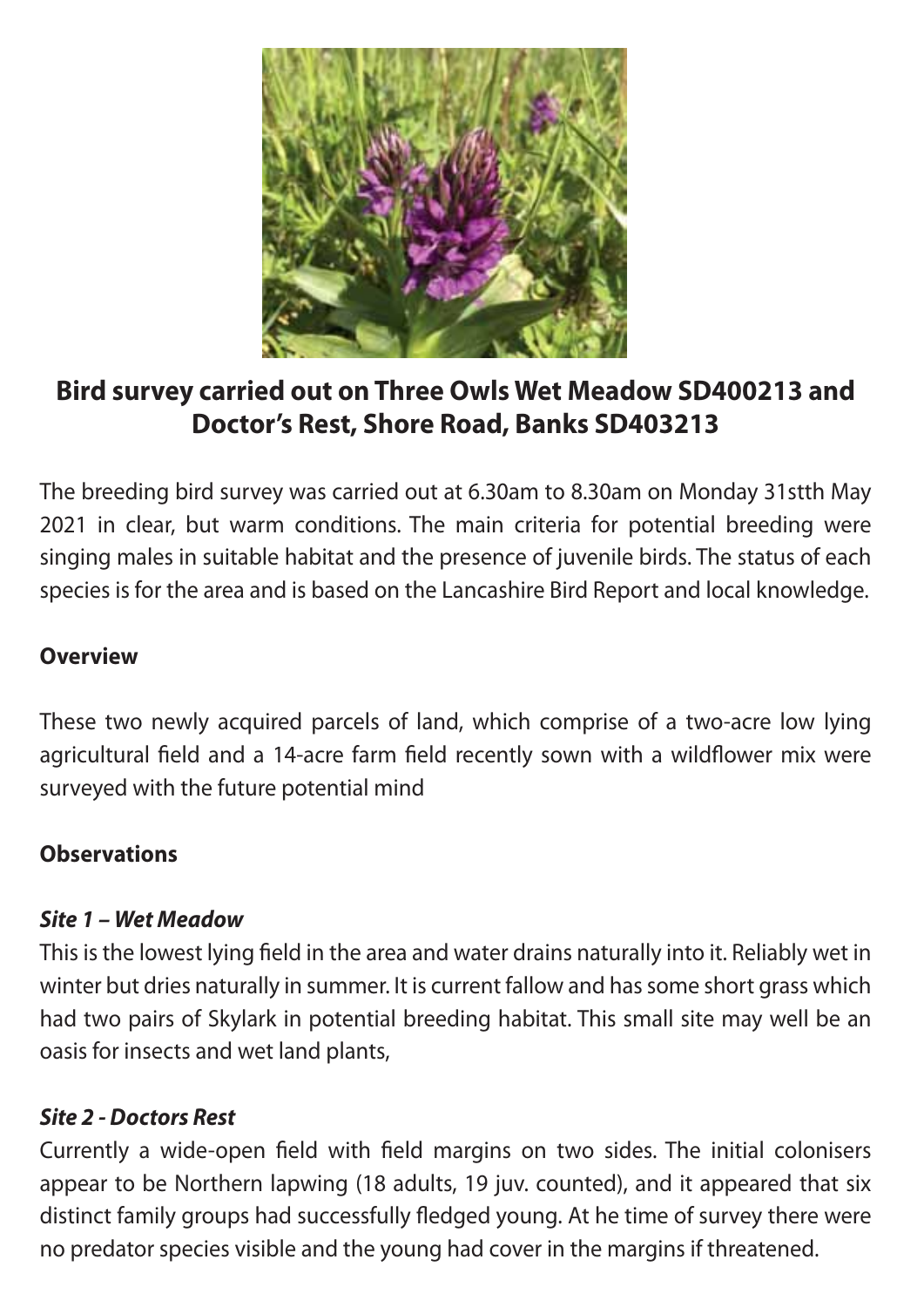## Bird survey carried out on Three Owls Wet Meadow SD400213 and Doctor's Rest, Shore Road, Banks SD403213

The breeding bird survey was carried out at 6.30am to 8.30am on Monday 31stth May 2021 in clear, but warm conditions. The main criteria for potential breeding were singing males in suitable habitat and the presence of juvenile birds. The status of each species is for the area and is based on the Lancashire Bird Report and local knowledge.

**Overview**

These two newly acquired parcels of land, which comprise of a two-acre low lying agricultural field and a 14-acre farm field recently sown with a wildflower mix were surveyed with the future potential mind

**Observations**

***Site 1 – Wet Meadow***

This is the lowest lying field in the area and water drains naturally into it. Reliably wet in winter but dries naturally in summer. It is current fallow and has some short grass which had two pairs of Skylark in potential breeding habitat. This small site may well be an oasis for insects and wet land plants,

***Site 2 - Doctors Rest***

Currently a wide-open field with field margins on two sides. The initial colonisers appear to be Northern lapwing (18 adults, 19 juv. counted), and it appeared that six distinct family groups had successfully fledged young. At he time of survey there were no predator species visible and the young had cover in the margins if threatened.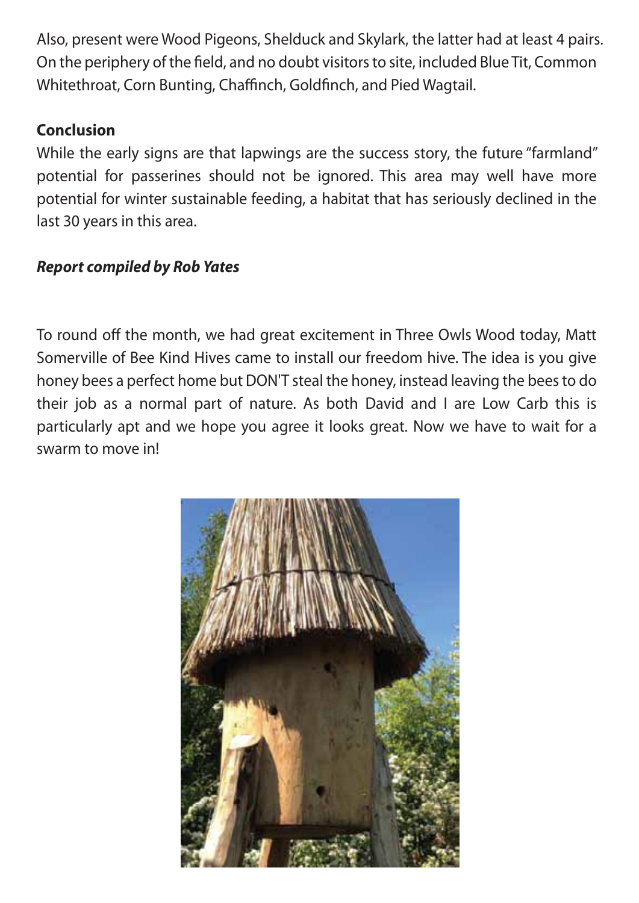Also, present were Wood Pigeons, Shelduck and Skylark, the latter had at least 4 pairs. On the periphery of the field, and no doubt visitors to site, included Blue Tit, Common Whitethroat, Corn Bunting, Chaffinch, Goldfinch, and Pied Wagtail.

## Conclusion

While the early signs are that lapwings are the success story, the future "farmland" potential for passerines should not be ignored. This area may well have more potential for winter sustainable feeding, a habitat that has seriously declined in the last 30 years in this area.

***Report compiled by Rob Yates***

To round off the month, we had great excitement in Three Owls Wood today, Matt Somerville of Bee Kind Hives came to install our freedom hive. The idea is you give honey bees a perfect home but DON'T steal the honey, instead leaving the bees to do their job as a normal part of nature. As both David and I are Low Carb this is particularly apt and we hope you agree it looks great. Now we have to wait for a swarm to move in!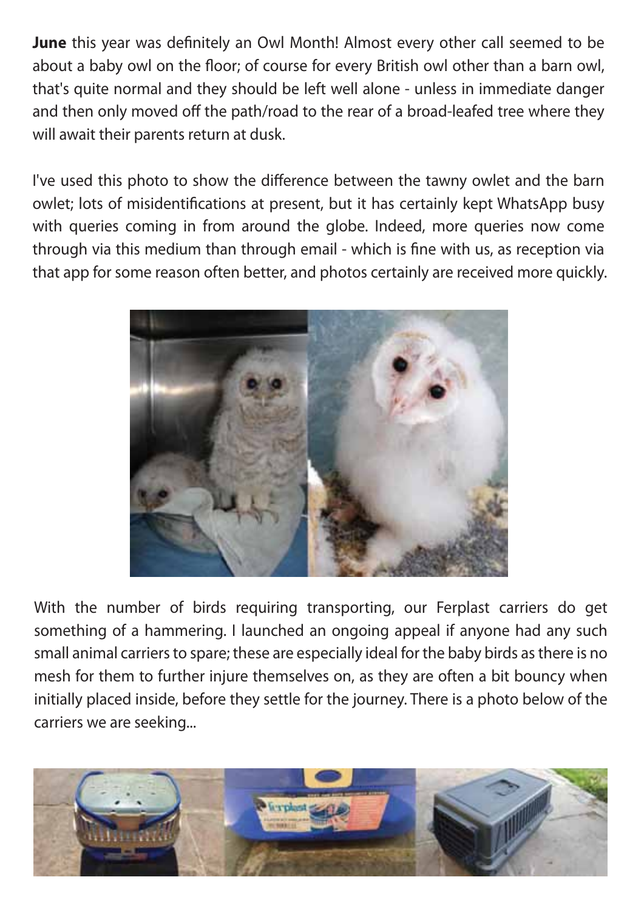**June** this year was definitely an Owl Month! Almost every other call seemed to be about a baby owl on the floor; of course for every British owl other than a barn owl, that's quite normal and they should be left well alone - unless in immediate danger and then only moved off the path/road to the rear of a broad-leafed tree where they will await their parents return at dusk.

I've used this photo to show the difference between the tawny owlet and the barn owlet; lots of misidentifications at present, but it has certainly kept WhatsApp busy with queries coming in from around the globe. Indeed, more queries now come through via this medium than through email - which is fine with us, as reception via that app for some reason often better, and photos certainly are received more quickly.

With the number of birds requiring transporting, our Ferplast carriers do get something of a hammering. I launched an ongoing appeal if anyone had any such small animal carriers to spare; these are especially ideal for the baby birds as there is no mesh for them to further injure themselves on, as they are often a bit bouncy when initially placed inside, before they settle for the journey. There is a photo below of the carriers we are seeking...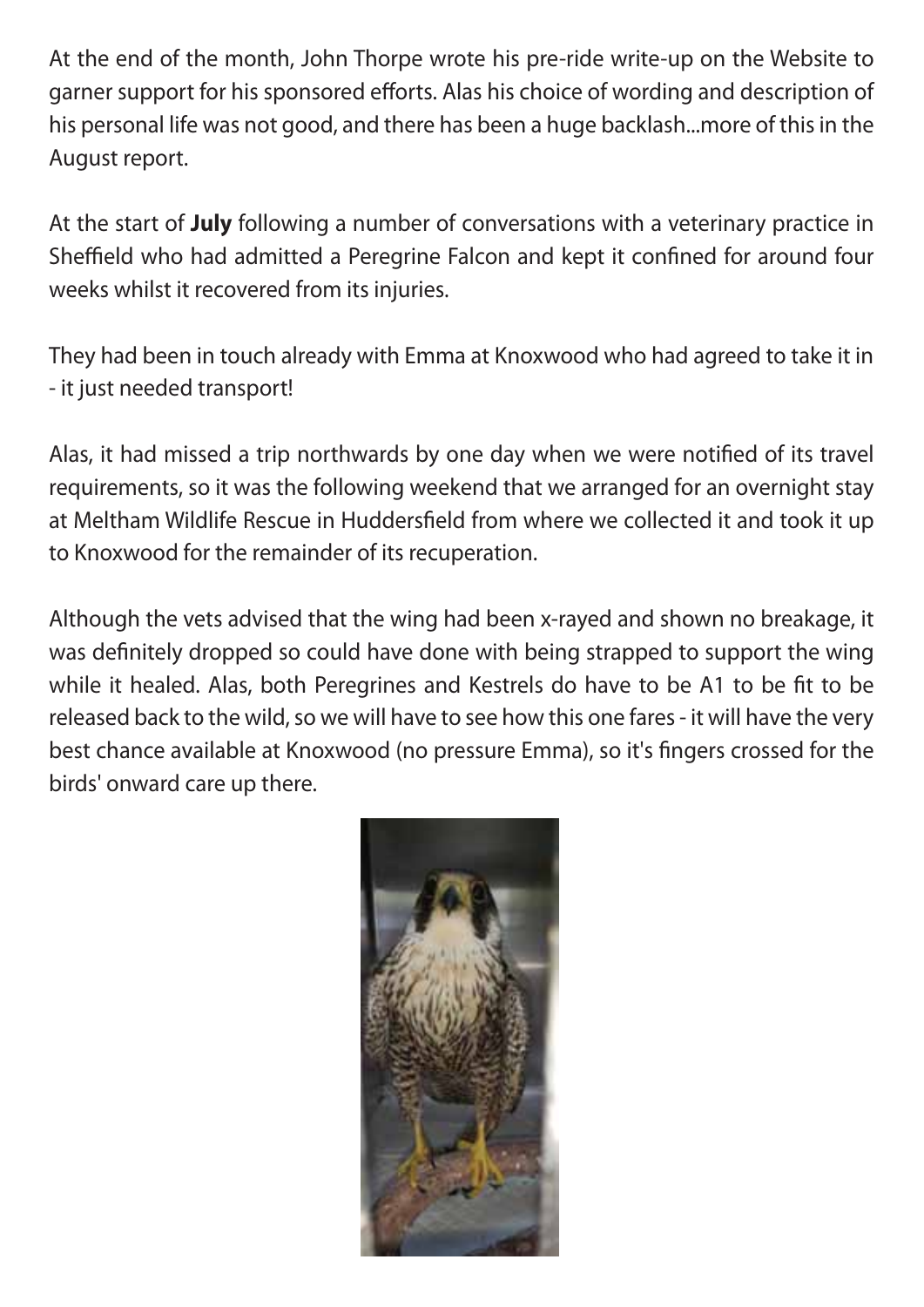At the end of the month, John Thorpe wrote his pre-ride write-up on the Website to garner support for his sponsored efforts. Alas his choice of wording and description of his personal life was not good, and there has been a huge backlash...more of this in the August report.

At the start of **July** following a number of conversations with a veterinary practice in Sheffield who had admitted a Peregrine Falcon and kept it confined for around four weeks whilst it recovered from its injuries.

They had been in touch already with Emma at Knoxwood who had agreed to take it in - it just needed transport!

Alas, it had missed a trip northwards by one day when we were notified of its travel requirements, so it was the following weekend that we arranged for an overnight stay at Meltham Wildlife Rescue in Huddersfield from where we collected it and took it up to Knoxwood for the remainder of its recuperation.

Although the vets advised that the wing had been x-rayed and shown no breakage, it was definitely dropped so could have done with being strapped to support the wing while it healed. Alas, both Peregrines and Kestrels do have to be A1 to be fit to be released back to the wild, so we will have to see how this one fares - it will have the very best chance available at Knoxwood (no pressure Emma), so it's fingers crossed for the birds' onward care up there.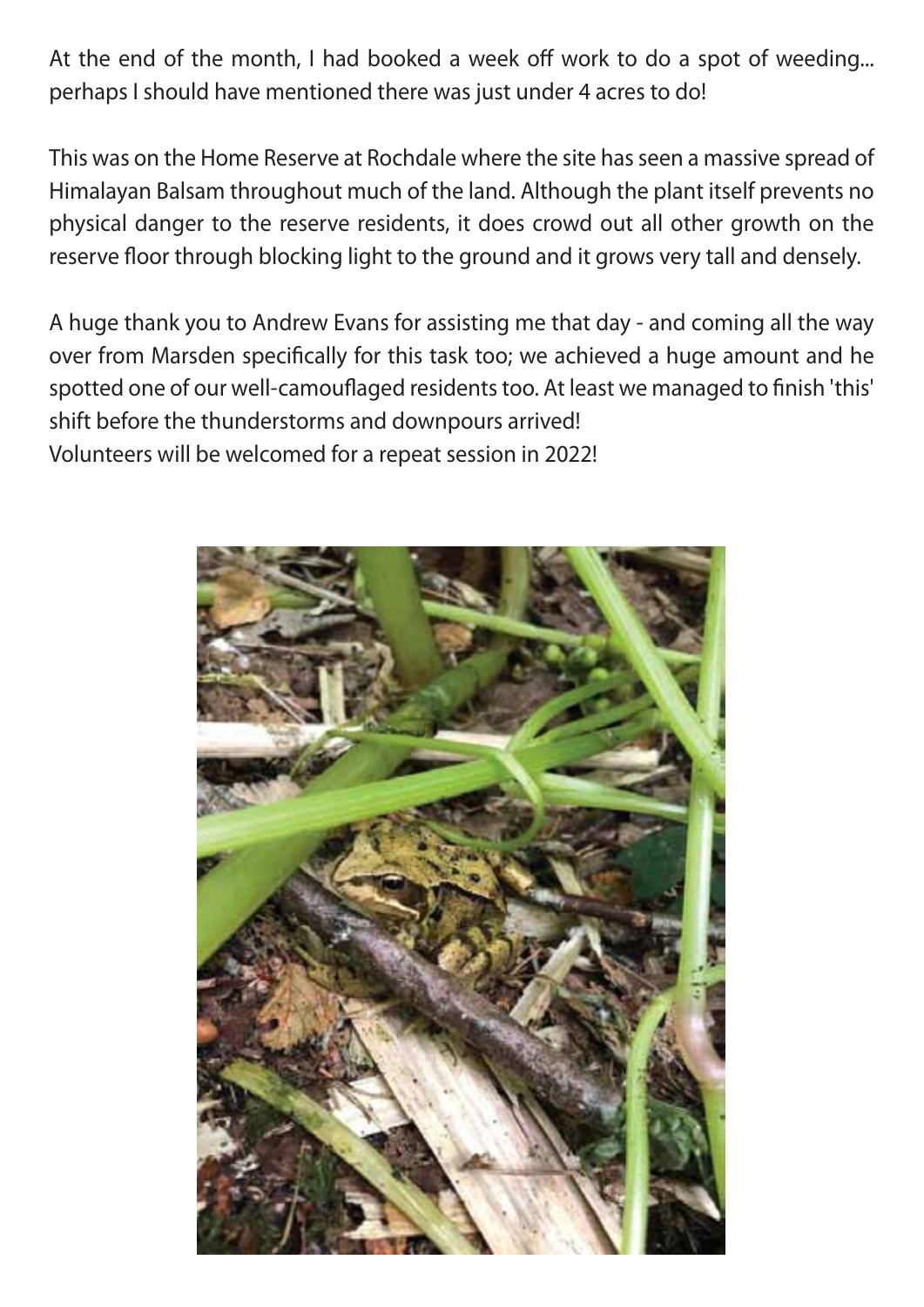At the end of the month, I had booked a week off work to do a spot of weeding... perhaps I should have mentioned there was just under 4 acres to do!

This was on the Home Reserve at Rochdale where the site has seen a massive spread of Himalayan Balsam throughout much of the land. Although the plant itself prevents no physical danger to the reserve residents, it does crowd out all other growth on the reserve floor through blocking light to the ground and it grows very tall and densely.

A huge thank you to Andrew Evans for assisting me that day - and coming all the way over from Marsden specifically for this task too; we achieved a huge amount and he spotted one of our well-camouflaged residents too. At least we managed to finish 'this' shift before the thunderstorms and downpours arrived!
Volunteers will be welcomed for a repeat session in 2022!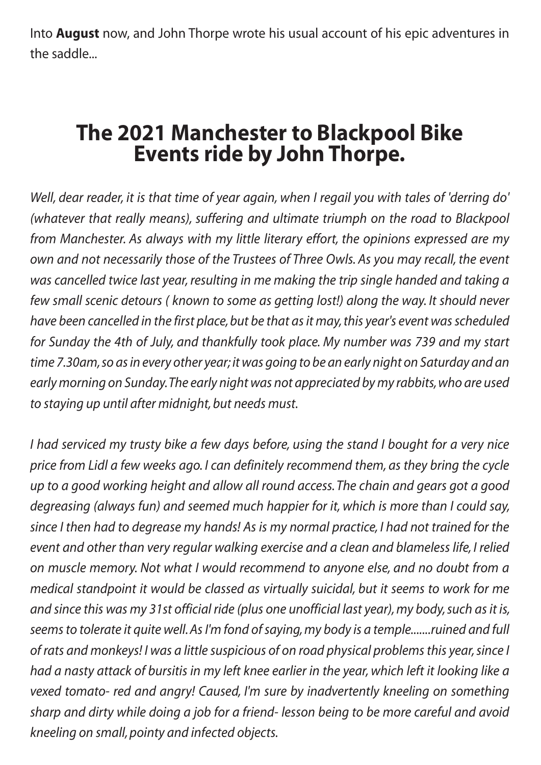Into **August** now, and John Thorpe wrote his usual account of his epic adventures in the saddle...

# The 2021 Manchester to Blackpool Bike Events ride by John Thorpe.

*Well, dear reader, it is that time of year again, when I regail you with tales of 'derring do' (whatever that really means), suffering and ultimate triumph on the road to Blackpool from Manchester. As always with my little literary effort, the opinions expressed are my own and not necessarily those of the Trustees of Three Owls. As you may recall, the event was cancelled twice last year, resulting in me making the trip single handed and taking a few small scenic detours ( known to some as getting lost!) along the way. It should never have been cancelled in the first place, but be that as it may, this year's event was scheduled for Sunday the 4th of July, and thankfully took place. My number was 739 and my start time 7.30am, so as in every other year; it was going to be an early night on Saturday and an early morning on Sunday. The early night was not appreciated by my rabbits, who are used to staying up until after midnight, but needs must.*

*I had serviced my trusty bike a few days before, using the stand I bought for a very nice price from Lidl a few weeks ago. I can definitely recommend them, as they bring the cycle up to a good working height and allow all round access. The chain and gears got a good degreasing (always fun) and seemed much happier for it, which is more than I could say, since I then had to degrease my hands! As is my normal practice, I had not trained for the event and other than very regular walking exercise and a clean and blameless life, I relied on muscle memory. Not what I would recommend to anyone else, and no doubt from a medical standpoint it would be classed as virtually suicidal, but it seems to work for me and since this was my 31st official ride (plus one unofficial last year), my body, such as it is, seems to tolerate it quite well. As I'm fond of saying, my body is a temple.......ruined and full of rats and monkeys! I was a little suspicious of on road physical problems this year, since I had a nasty attack of bursitis in my left knee earlier in the year, which left it looking like a vexed tomato- red and angry! Caused, I'm sure by inadvertently kneeling on something sharp and dirty while doing a job for a friend- lesson being to be more careful and avoid kneeling on small, pointy and infected objects.*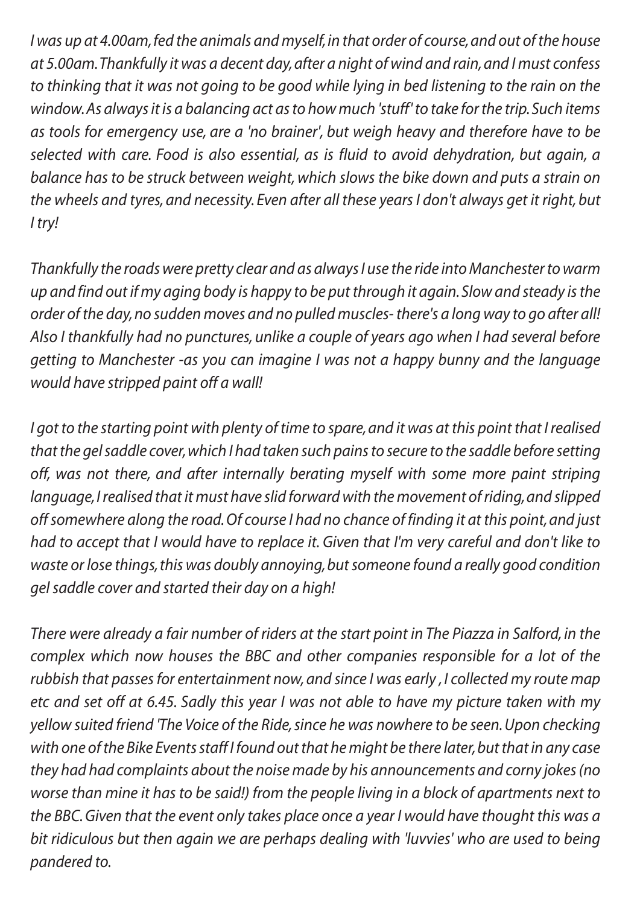*I was up at 4.00am, fed the animals and myself, in that order of course, and out of the house at 5.00am. Thankfully it was a decent day, after a night of wind and rain, and I must confess to thinking that it was not going to be good while lying in bed listening to the rain on the window. As always it is a balancing act as to how much 'stuff' to take for the trip. Such items as tools for emergency use, are a 'no brainer', but weigh heavy and therefore have to be selected with care. Food is also essential, as is fluid to avoid dehydration, but again, a balance has to be struck between weight, which slows the bike down and puts a strain on the wheels and tyres, and necessity. Even after all these years I don't always get it right, but I try!*

*Thankfully the roads were pretty clear and as always I use the ride into Manchester to warm up and find out if my aging body is happy to be put through it again. Slow and steady is the order of the day, no sudden moves and no pulled muscles- there's a long way to go after all! Also I thankfully had no punctures, unlike a couple of years ago when I had several before getting to Manchester -as you can imagine I was not a happy bunny and the language would have stripped paint off a wall!*

*I got to the starting point with plenty of time to spare, and it was at this point that I realised that the gel saddle cover, which I had taken such pains to secure to the saddle before setting off, was not there, and after internally berating myself with some more paint striping language, I realised that it must have slid forward with the movement of riding, and slipped off somewhere along the road. Of course I had no chance of finding it at this point, and just had to accept that I would have to replace it. Given that I'm very careful and don't like to waste or lose things, this was doubly annoying, but someone found a really good condition gel saddle cover and started their day on a high!*

*There were already a fair number of riders at the start point in The Piazza in Salford, in the complex which now houses the BBC and other companies responsible for a lot of the rubbish that passes for entertainment now, and since I was early , I collected my route map etc and set off at 6.45. Sadly this year I was not able to have my picture taken with my yellow suited friend 'The Voice of the Ride, since he was nowhere to be seen. Upon checking with one of the Bike Events staff I found out that he might be there later, but that in any case they had had complaints about the noise made by his announcements and corny jokes (no worse than mine it has to be said!) from the people living in a block of apartments next to the BBC. Given that the event only takes place once a year I would have thought this was a bit ridiculous but then again we are perhaps dealing with 'luvvies' who are used to being pandered to.*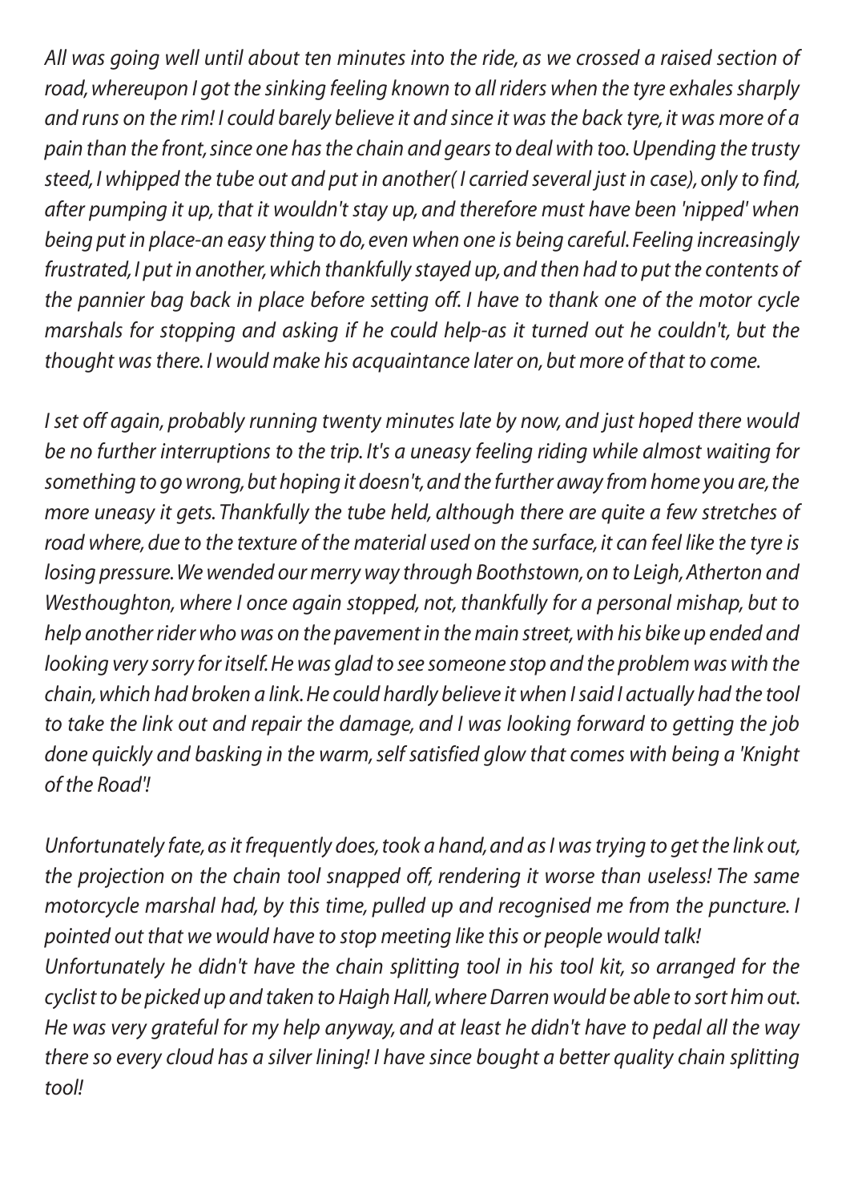*All was going well until about ten minutes into the ride, as we crossed a raised section of road, whereupon I got the sinking feeling known to all riders when the tyre exhales sharply and runs on the rim! I could barely believe it and since it was the back tyre, it was more of a pain than the front, since one has the chain and gears to deal with too. Upending the trusty steed, I whipped the tube out and put in another( I carried several just in case), only to find, after pumping it up, that it wouldn't stay up, and therefore must have been 'nipped' when being put in place-an easy thing to do, even when one is being careful. Feeling increasingly frustrated, I put in another, which thankfully stayed up, and then had to put the contents of the pannier bag back in place before setting off. I have to thank one of the motor cycle marshals for stopping and asking if he could help-as it turned out he couldn't, but the thought was there. I would make his acquaintance later on, but more of that to come.*

*I set off again, probably running twenty minutes late by now, and just hoped there would be no further interruptions to the trip. It's a uneasy feeling riding while almost waiting for something to go wrong, but hoping it doesn't, and the further away from home you are, the more uneasy it gets. Thankfully the tube held, although there are quite a few stretches of road where, due to the texture of the material used on the surface, it can feel like the tyre is losing pressure. We wended our merry way through Boothstown, on to Leigh, Atherton and Westhoughton, where I once again stopped, not, thankfully for a personal mishap, but to help another rider who was on the pavement in the main street, with his bike up ended and looking very sorry for itself. He was glad to see someone stop and the problem was with the chain, which had broken a link. He could hardly believe it when I said I actually had the tool to take the link out and repair the damage, and I was looking forward to getting the job done quickly and basking in the warm, self satisfied glow that comes with being a 'Knight of the Road'!*

*Unfortunately fate, as it frequently does, took a hand, and as I was trying to get the link out, the projection on the chain tool snapped off, rendering it worse than useless! The same motorcycle marshal had, by this time, pulled up and recognised me from the puncture. I pointed out that we would have to stop meeting like this or people would talk!*
*Unfortunately he didn't have the chain splitting tool in his tool kit, so arranged for the cyclist to be picked up and taken to Haigh Hall, where Darren would be able to sort him out. He was very grateful for my help anyway, and at least he didn't have to pedal all the way there so every cloud has a silver lining! I have since bought a better quality chain splitting tool!*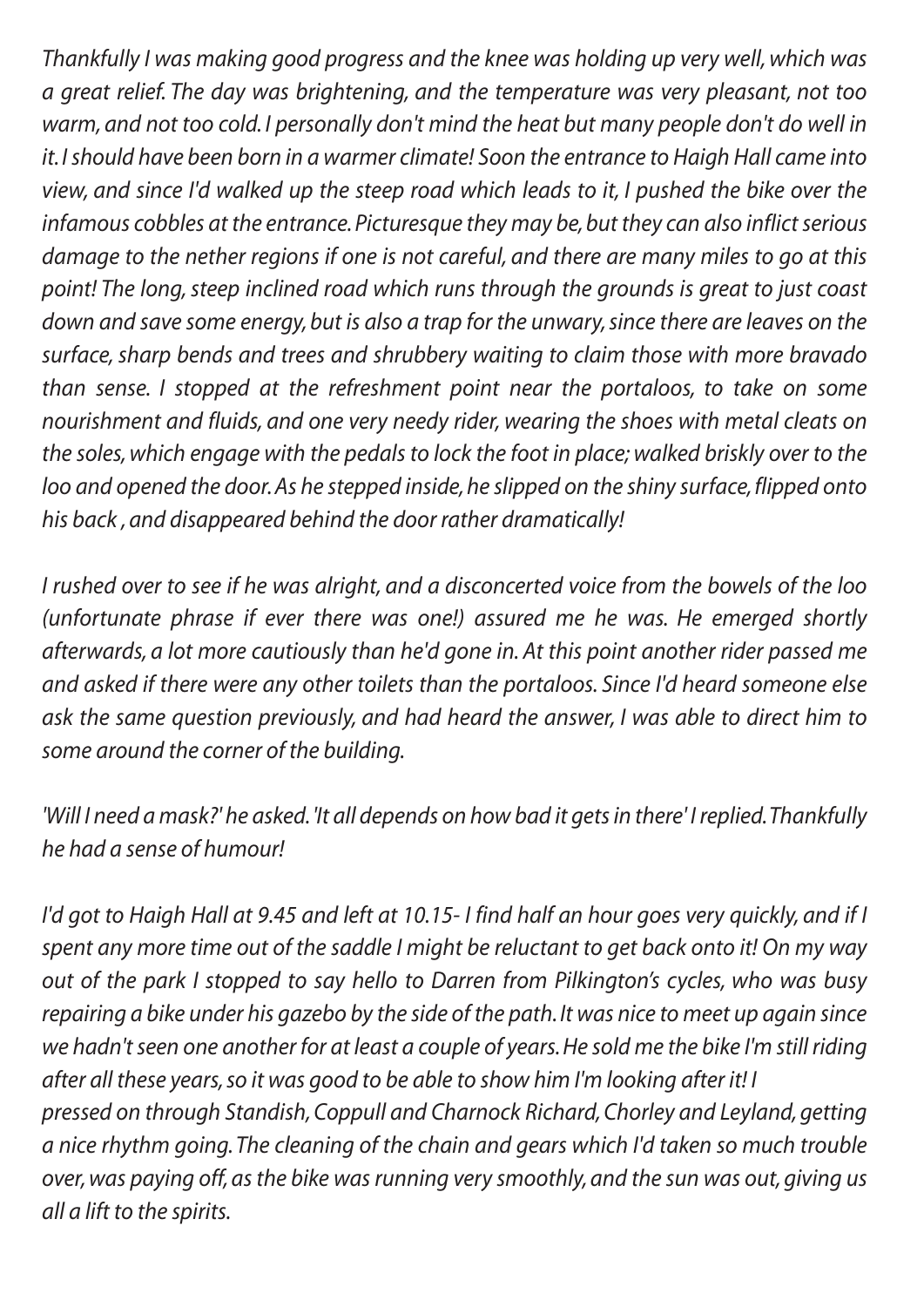*Thankfully I was making good progress and the knee was holding up very well, which was a great relief. The day was brightening, and the temperature was very pleasant, not too warm, and not too cold. I personally don't mind the heat but many people don't do well in it. I should have been born in a warmer climate! Soon the entrance to Haigh Hall came into view, and since I'd walked up the steep road which leads to it, I pushed the bike over the infamous cobbles at the entrance. Picturesque they may be, but they can also inflict serious damage to the nether regions if one is not careful, and there are many miles to go at this point! The long, steep inclined road which runs through the grounds is great to just coast down and save some energy, but is also a trap for the unwary, since there are leaves on the surface, sharp bends and trees and shrubbery waiting to claim those with more bravado than sense. I stopped at the refreshment point near the portaloos, to take on some nourishment and fluids, and one very needy rider, wearing the shoes with metal cleats on the soles, which engage with the pedals to lock the foot in place; walked briskly over to the loo and opened the door. As he stepped inside, he slipped on the shiny surface, flipped onto his back , and disappeared behind the door rather dramatically!*

*I rushed over to see if he was alright, and a disconcerted voice from the bowels of the loo (unfortunate phrase if ever there was one!) assured me he was. He emerged shortly afterwards, a lot more cautiously than he'd gone in. At this point another rider passed me and asked if there were any other toilets than the portaloos. Since I'd heard someone else ask the same question previously, and had heard the answer, I was able to direct him to some around the corner of the building.*

*'Will I need a mask?' he asked. 'It all depends on how bad it gets in there' I replied. Thankfully he had a sense of humour!*

*I'd got to Haigh Hall at 9.45 and left at 10.15- I find half an hour goes very quickly, and if I spent any more time out of the saddle I might be reluctant to get back onto it! On my way out of the park I stopped to say hello to Darren from Pilkington's cycles, who was busy repairing a bike under his gazebo by the side of the path. It was nice to meet up again since we hadn't seen one another for at least a couple of years. He sold me the bike I'm still riding after all these years, so it was good to be able to show him I'm looking after it! I pressed on through Standish, Coppull and Charnock Richard, Chorley and Leyland, getting a nice rhythm going. The cleaning of the chain and gears which I'd taken so much trouble over, was paying off, as the bike was running very smoothly, and the sun was out, giving us all a lift to the spirits.*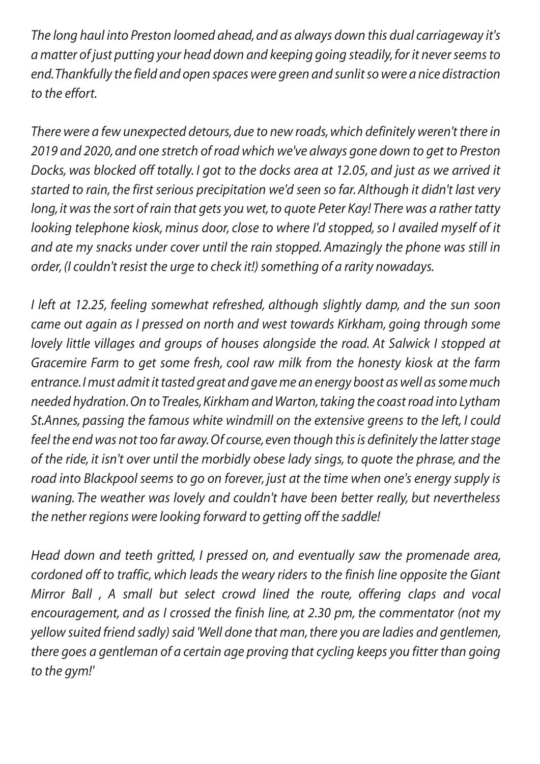*The long haul into Preston loomed ahead, and as always down this dual carriageway it's a matter of just putting your head down and keeping going steadily, for it never seems to end. Thankfully the field and open spaces were green and sunlit so were a nice distraction to the effort.*

*There were a few unexpected detours, due to new roads, which definitely weren't there in 2019 and 2020, and one stretch of road which we've always gone down to get to Preston Docks, was blocked off totally. I got to the docks area at 12.05, and just as we arrived it started to rain, the first serious precipitation we'd seen so far. Although it didn't last very long, it was the sort of rain that gets you wet, to quote Peter Kay! There was a rather tatty looking telephone kiosk, minus door, close to where I'd stopped, so I availed myself of it and ate my snacks under cover until the rain stopped. Amazingly the phone was still in order, (I couldn't resist the urge to check it!) something of a rarity nowadays.*

*I left at 12.25, feeling somewhat refreshed, although slightly damp, and the sun soon came out again as I pressed on north and west towards Kirkham, going through some lovely little villages and groups of houses alongside the road. At Salwick I stopped at Gracemire Farm to get some fresh, cool raw milk from the honesty kiosk at the farm entrance. I must admit it tasted great and gave me an energy boost as well as some much needed hydration. On to Treales, Kirkham and Warton, taking the coast road into Lytham St.Annes, passing the famous white windmill on the extensive greens to the left, I could feel the end was not too far away. Of course, even though this is definitely the latter stage of the ride, it isn't over until the morbidly obese lady sings, to quote the phrase, and the road into Blackpool seems to go on forever, just at the time when one's energy supply is waning. The weather was lovely and couldn't have been better really, but nevertheless the nether regions were looking forward to getting off the saddle!*

*Head down and teeth gritted, I pressed on, and eventually saw the promenade area, cordoned off to traffic, which leads the weary riders to the finish line opposite the Giant Mirror Ball , A small but select crowd lined the route, offering claps and vocal encouragement, and as I crossed the finish line, at 2.30 pm, the commentator (not my yellow suited friend sadly) said 'Well done that man, there you are ladies and gentlemen, there goes a gentleman of a certain age proving that cycling keeps you fitter than going to the gym!'*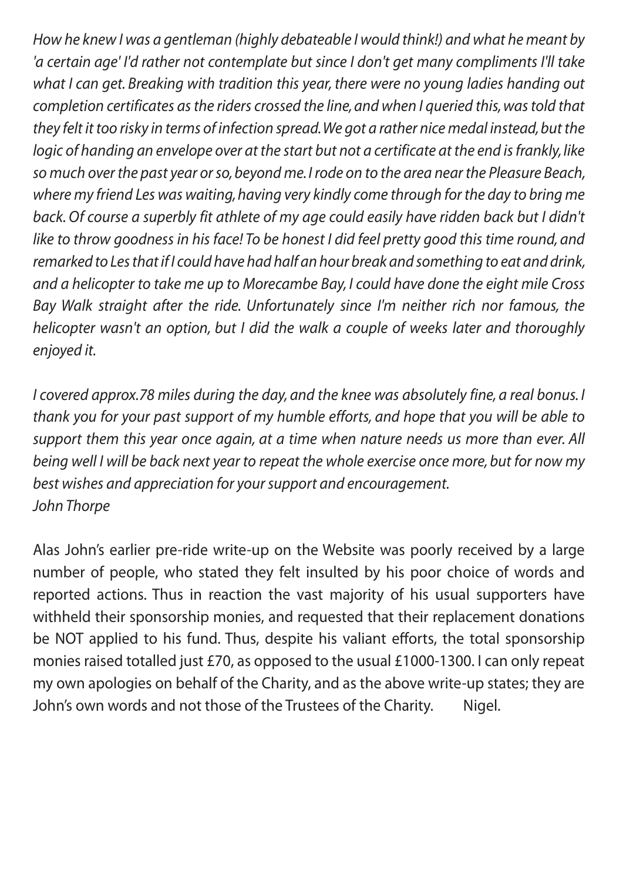*How he knew I was a gentleman (highly debateable I would think!) and what he meant by 'a certain age' I'd rather not contemplate but since I don't get many compliments I'll take what I can get. Breaking with tradition this year, there were no young ladies handing out completion certificates as the riders crossed the line, and when I queried this, was told that they felt it too risky in terms of infection spread. We got a rather nice medal instead, but the logic of handing an envelope over at the start but not a certificate at the end is frankly, like so much over the past year or so, beyond me. I rode on to the area near the Pleasure Beach, where my friend Les was waiting, having very kindly come through for the day to bring me back. Of course a superbly fit athlete of my age could easily have ridden back but I didn't like to throw goodness in his face! To be honest I did feel pretty good this time round, and remarked to Les that if I could have had half an hour break and something to eat and drink, and a helicopter to take me up to Morecambe Bay, I could have done the eight mile Cross Bay Walk straight after the ride. Unfortunately since I'm neither rich nor famous, the helicopter wasn't an option, but I did the walk a couple of weeks later and thoroughly enjoyed it.*

*I covered approx.78 miles during the day, and the knee was absolutely fine, a real bonus. I thank you for your past support of my humble efforts, and hope that you will be able to support them this year once again, at a time when nature needs us more than ever. All being well I will be back next year to repeat the whole exercise once more, but for now my best wishes and appreciation for your support and encouragement.*
*John Thorpe*

Alas John's earlier pre-ride write-up on the Website was poorly received by a large number of people, who stated they felt insulted by his poor choice of words and reported actions. Thus in reaction the vast majority of his usual supporters have withheld their sponsorship monies, and requested that their replacement donations be NOT applied to his fund. Thus, despite his valiant efforts, the total sponsorship monies raised totalled just £70, as opposed to the usual £1000-1300. I can only repeat my own apologies on behalf of the Charity, and as the above write-up states; they are John's own words and not those of the Trustees of the Charity. Nigel.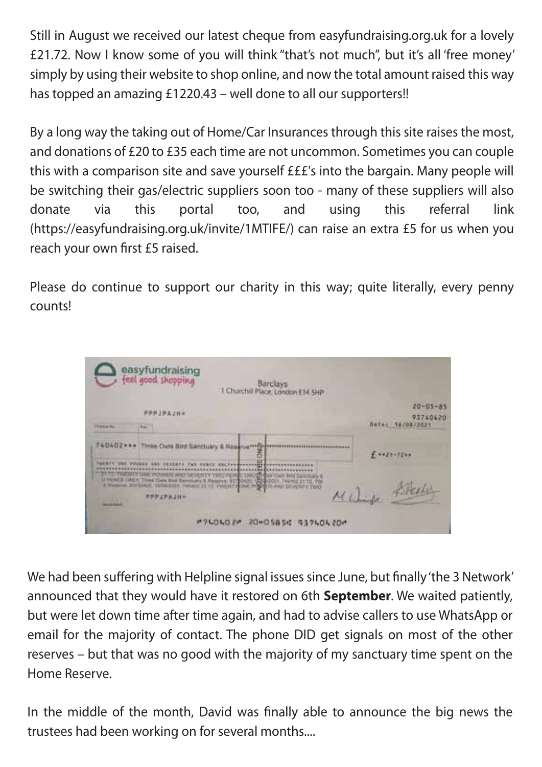Still in August we received our latest cheque from easyfundraising.org.uk for a lovely £21.72. Now I know some of you will think "that's not much", but it's all 'free money' simply by using their website to shop online, and now the total amount raised this way has topped an amazing £1220.43 – well done to all our supporters!!

By a long way the taking out of Home/Car Insurances through this site raises the most, and donations of £20 to £35 each time are not uncommon. Sometimes you can couple this with a comparison site and save yourself £££'s into the bargain. Many people will be switching their gas/electric suppliers soon too - many of these suppliers will also donate via this portal too, and using this referral link (https://easyfundraising.org.uk/invite/1MTIFE/) can raise an extra £5 for us when you reach your own first £5 raised.

Please do continue to support our charity in this way; quite literally, every penny counts!

We had been suffering with Helpline signal issues since June, but finally 'the 3 Network' announced that they would have it restored on 6th **September**. We waited patiently, but were let down time after time again, and had to advise callers to use WhatsApp or email for the majority of contact. The phone DID get signals on most of the other reserves – but that was no good with the majority of my sanctuary time spent on the Home Reserve.

In the middle of the month, David was finally able to announce the big news the trustees had been working on for several months....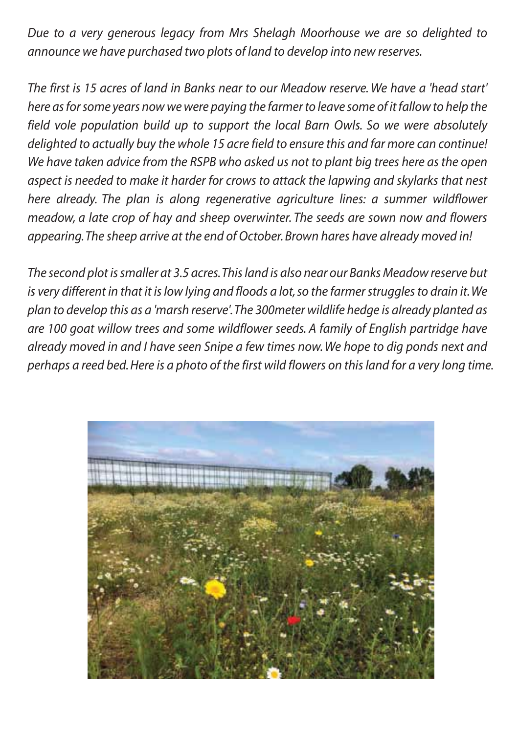*Due to a very generous legacy from Mrs Shelagh Moorhouse we are so delighted to announce we have purchased two plots of land to develop into new reserves.*

*The first is 15 acres of land in Banks near to our Meadow reserve. We have a 'head start' here as for some years now we were paying the farmer to leave some of it fallow to help the field vole population build up to support the local Barn Owls. So we were absolutely delighted to actually buy the whole 15 acre field to ensure this and far more can continue! We have taken advice from the RSPB who asked us not to plant big trees here as the open aspect is needed to make it harder for crows to attack the lapwing and skylarks that nest here already. The plan is along regenerative agriculture lines: a summer wildflower meadow, a late crop of hay and sheep overwinter. The seeds are sown now and flowers appearing. The sheep arrive at the end of October. Brown hares have already moved in!*

*The second plot is smaller at 3.5 acres. This land is also near our Banks Meadow reserve but is very different in that it is low lying and floods a lot, so the farmer struggles to drain it. We plan to develop this as a 'marsh reserve'. The 300meter wildlife hedge is already planted as are 100 goat willow trees and some wildflower seeds. A family of English partridge have already moved in and I have seen Snipe a few times now. We hope to dig ponds next and perhaps a reed bed. Here is a photo of the first wild flowers on this land for a very long time.*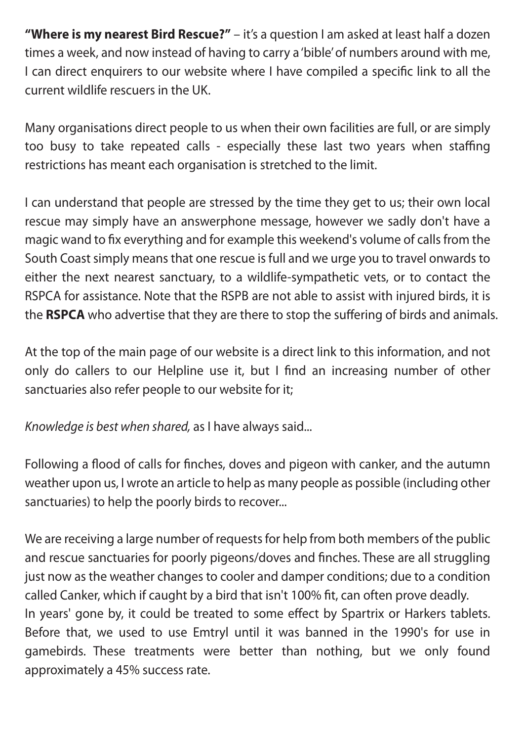**"Where is my nearest Bird Rescue?"** – it's a question I am asked at least half a dozen times a week, and now instead of having to carry a 'bible' of numbers around with me, I can direct enquirers to our website where I have compiled a specific link to all the current wildlife rescuers in the UK.

Many organisations direct people to us when their own facilities are full, or are simply too busy to take repeated calls - especially these last two years when staffing restrictions has meant each organisation is stretched to the limit.

I can understand that people are stressed by the time they get to us; their own local rescue may simply have an answerphone message, however we sadly don't have a magic wand to fix everything and for example this weekend's volume of calls from the South Coast simply means that one rescue is full and we urge you to travel onwards to either the next nearest sanctuary, to a wildlife-sympathetic vets, or to contact the RSPCA for assistance. Note that the RSPB are not able to assist with injured birds, it is the **RSPCA** who advertise that they are there to stop the suffering of birds and animals.

At the top of the main page of our website is a direct link to this information, and not only do callers to our Helpline use it, but I find an increasing number of other sanctuaries also refer people to our website for it;

*Knowledge is best when shared,* as I have always said...

Following a flood of calls for finches, doves and pigeon with canker, and the autumn weather upon us, I wrote an article to help as many people as possible (including other sanctuaries) to help the poorly birds to recover...

We are receiving a large number of requests for help from both members of the public and rescue sanctuaries for poorly pigeons/doves and finches. These are all struggling just now as the weather changes to cooler and damper conditions; due to a condition called Canker, which if caught by a bird that isn't 100% fit, can often prove deadly.
In years' gone by, it could be treated to some effect by Spartrix or Harkers tablets. Before that, we used to use Emtryl until it was banned in the 1990's for use in gamebirds. These treatments were better than nothing, but we only found approximately a 45% success rate.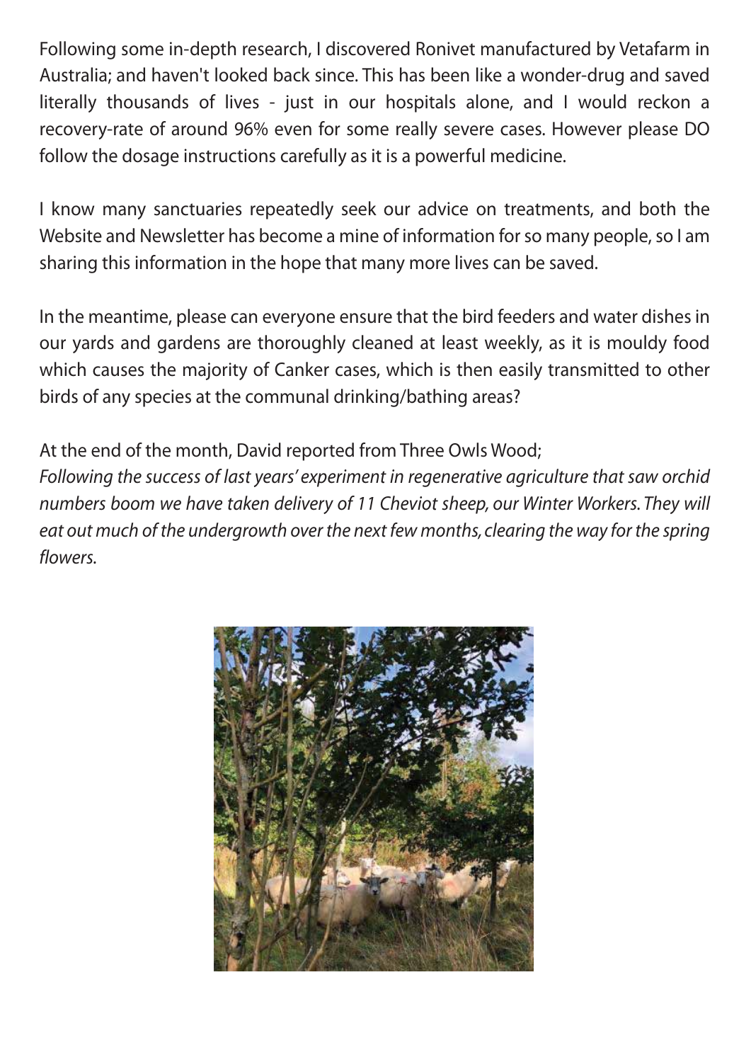Following some in-depth research, I discovered Ronivet manufactured by Vetafarm in Australia; and haven't looked back since. This has been like a wonder-drug and saved literally thousands of lives - just in our hospitals alone, and I would reckon a recovery-rate of around 96% even for some really severe cases. However please DO follow the dosage instructions carefully as it is a powerful medicine.

I know many sanctuaries repeatedly seek our advice on treatments, and both the Website and Newsletter has become a mine of information for so many people, so I am sharing this information in the hope that many more lives can be saved.

In the meantime, please can everyone ensure that the bird feeders and water dishes in our yards and gardens are thoroughly cleaned at least weekly, as it is mouldy food which causes the majority of Canker cases, which is then easily transmitted to other birds of any species at the communal drinking/bathing areas?

At the end of the month, David reported from Three Owls Wood;

*Following the success of last years' experiment in regenerative agriculture that saw orchid numbers boom we have taken delivery of 11 Cheviot sheep, our Winter Workers. They will eat out much of the undergrowth over the next few months, clearing the way for the spring flowers.*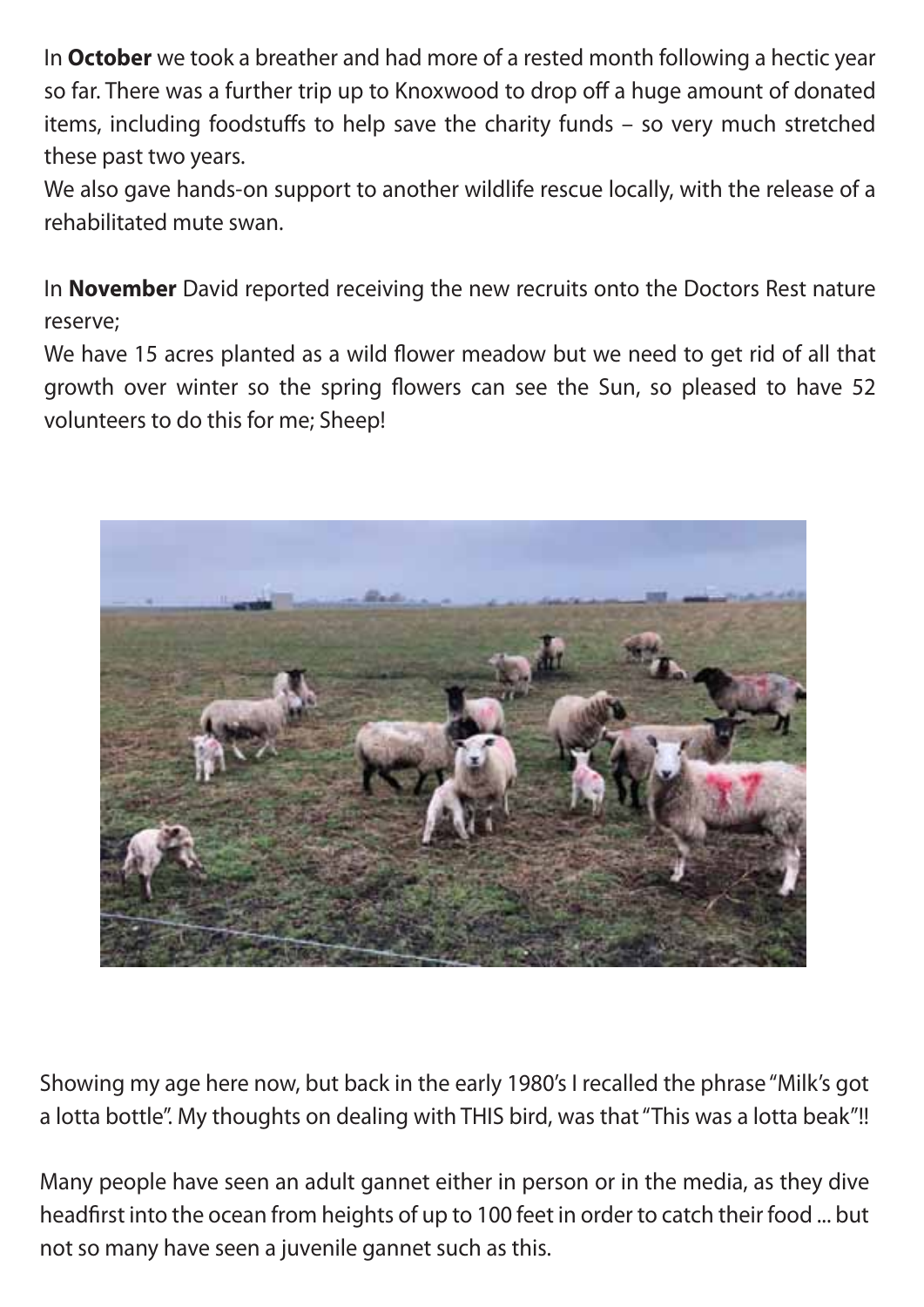In **October** we took a breather and had more of a rested month following a hectic year so far. There was a further trip up to Knoxwood to drop off a huge amount of donated items, including foodstuffs to help save the charity funds – so very much stretched these past two years.
We also gave hands-on support to another wildlife rescue locally, with the release of a rehabilitated mute swan.

In **November** David reported receiving the new recruits onto the Doctors Rest nature reserve;
We have 15 acres planted as a wild flower meadow but we need to get rid of all that growth over winter so the spring flowers can see the Sun, so pleased to have 52 volunteers to do this for me; Sheep!

Showing my age here now, but back in the early 1980's I recalled the phrase "Milk's got a lotta bottle". My thoughts on dealing with THIS bird, was that "This was a lotta beak"!!

Many people have seen an adult gannet either in person or in the media, as they dive headfirst into the ocean from heights of up to 100 feet in order to catch their food ... but not so many have seen a juvenile gannet such as this.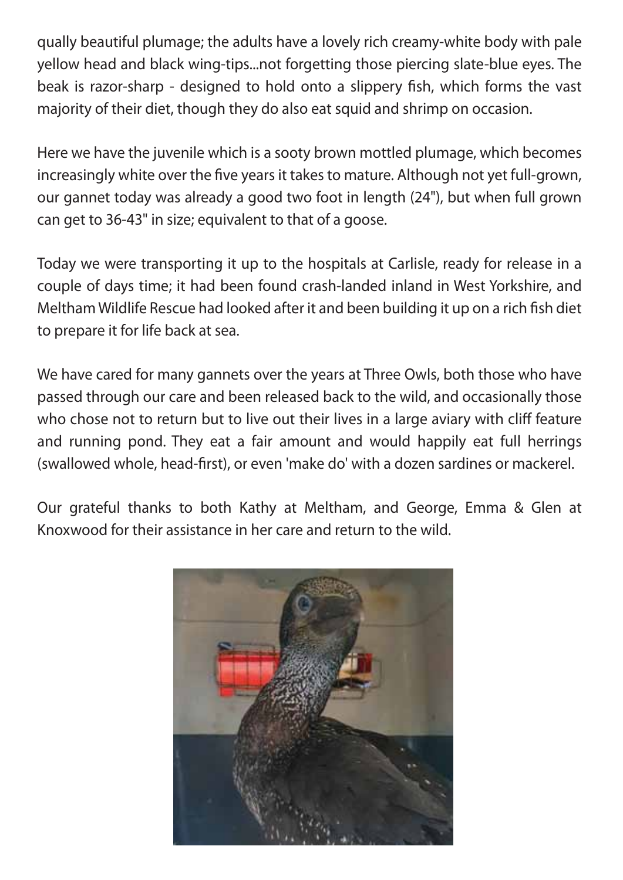qually beautiful plumage; the adults have a lovely rich creamy-white body with pale yellow head and black wing-tips...not forgetting those piercing slate-blue eyes. The beak is razor-sharp - designed to hold onto a slippery fish, which forms the vast majority of their diet, though they do also eat squid and shrimp on occasion.

Here we have the juvenile which is a sooty brown mottled plumage, which becomes increasingly white over the five years it takes to mature. Although not yet full-grown, our gannet today was already a good two foot in length (24"), but when full grown can get to 36-43" in size; equivalent to that of a goose.

Today we were transporting it up to the hospitals at Carlisle, ready for release in a couple of days time; it had been found crash-landed inland in West Yorkshire, and Meltham Wildlife Rescue had looked after it and been building it up on a rich fish diet to prepare it for life back at sea.

We have cared for many gannets over the years at Three Owls, both those who have passed through our care and been released back to the wild, and occasionally those who chose not to return but to live out their lives in a large aviary with cliff feature and running pond. They eat a fair amount and would happily eat full herrings (swallowed whole, head-first), or even 'make do' with a dozen sardines or mackerel.

Our grateful thanks to both Kathy at Meltham, and George, Emma & Glen at Knoxwood for their assistance in her care and return to the wild.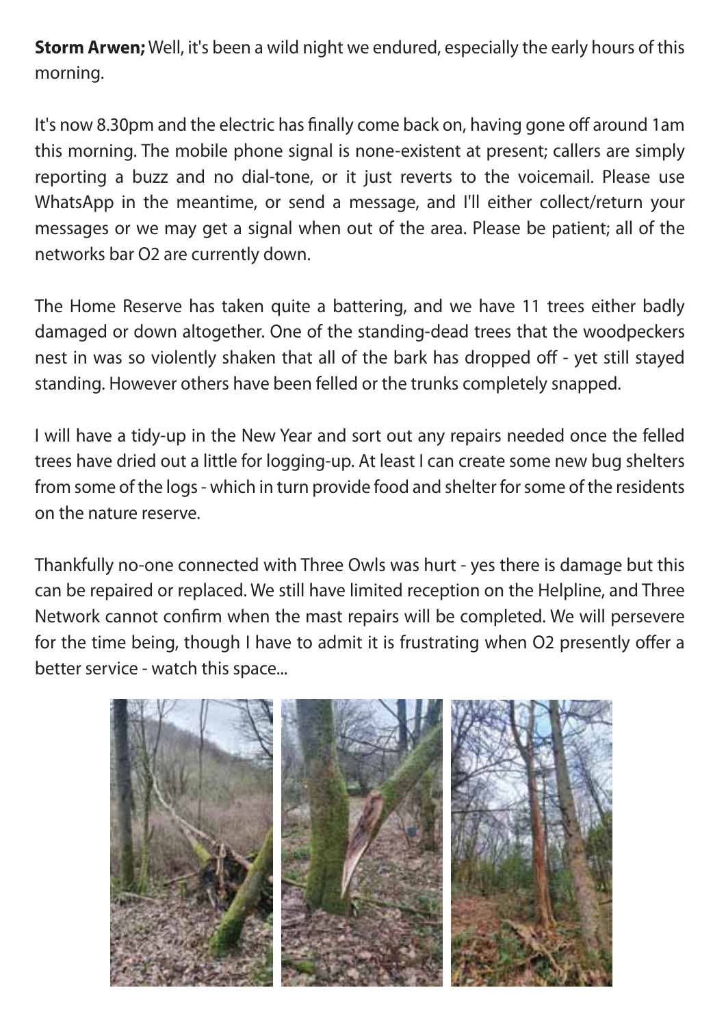**Storm Arwen;** Well, it's been a wild night we endured, especially the early hours of this morning.

It's now 8.30pm and the electric has finally come back on, having gone off around 1am this morning. The mobile phone signal is none-existent at present; callers are simply reporting a buzz and no dial-tone, or it just reverts to the voicemail. Please use WhatsApp in the meantime, or send a message, and I'll either collect/return your messages or we may get a signal when out of the area. Please be patient; all of the networks bar O2 are currently down.

The Home Reserve has taken quite a battering, and we have 11 trees either badly damaged or down altogether. One of the standing-dead trees that the woodpeckers nest in was so violently shaken that all of the bark has dropped off - yet still stayed standing. However others have been felled or the trunks completely snapped.

I will have a tidy-up in the New Year and sort out any repairs needed once the felled trees have dried out a little for logging-up. At least I can create some new bug shelters from some of the logs - which in turn provide food and shelter for some of the residents on the nature reserve.

Thankfully no-one connected with Three Owls was hurt - yes there is damage but this can be repaired or replaced. We still have limited reception on the Helpline, and Three Network cannot confirm when the mast repairs will be completed. We will persevere for the time being, though I have to admit it is frustrating when O2 presently offer a better service - watch this space...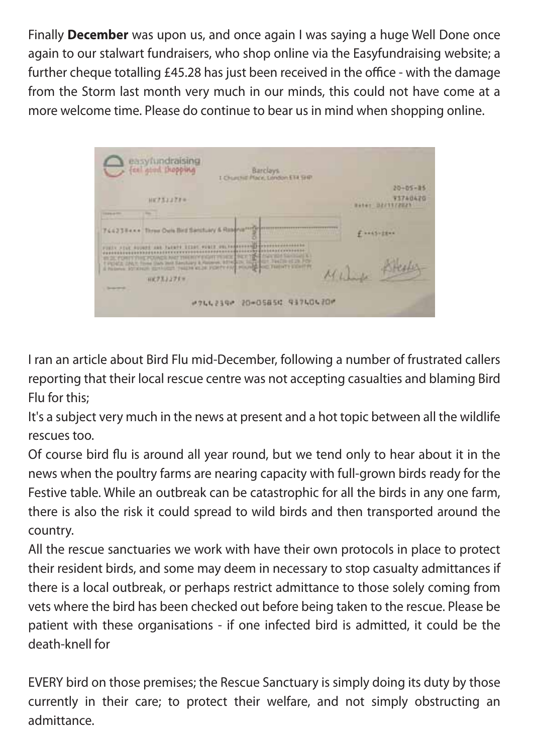Finally **December** was upon us, and once again I was saying a huge Well Done once again to our stalwart fundraisers, who shop online via the Easyfundraising website; a further cheque totalling £45.28 has just been received in the office - with the damage from the Storm last month very much in our minds, this could not have come at a more welcome time. Please do continue to bear us in mind when shopping online.

I ran an article about Bird Flu mid-December, following a number of frustrated callers reporting that their local rescue centre was not accepting casualties and blaming Bird Flu for this;

It's a subject very much in the news at present and a hot topic between all the wildlife rescues too.

Of course bird flu is around all year round, but we tend only to hear about it in the news when the poultry farms are nearing capacity with full-grown birds ready for the Festive table. While an outbreak can be catastrophic for all the birds in any one farm, there is also the risk it could spread to wild birds and then transported around the country.

All the rescue sanctuaries we work with have their own protocols in place to protect their resident birds, and some may deem in necessary to stop casualty admittances if there is a local outbreak, or perhaps restrict admittance to those solely coming from vets where the bird has been checked out before being taken to the rescue. Please be patient with these organisations - if one infected bird is admitted, it could be the death-knell for

EVERY bird on those premises; the Rescue Sanctuary is simply doing its duty by those currently in their care; to protect their welfare, and not simply obstructing an admittance.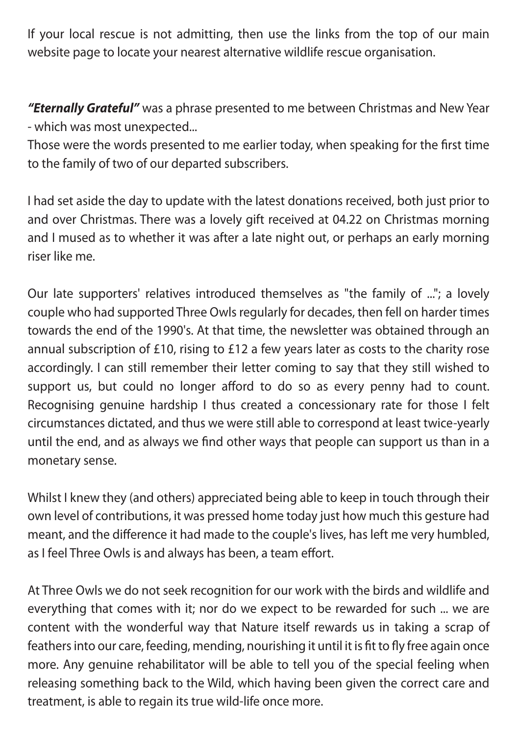If your local rescue is not admitting, then use the links from the top of our main website page to locate your nearest alternative wildlife rescue organisation.

***"Eternally Grateful"*** was a phrase presented to me between Christmas and New Year - which was most unexpected...
Those were the words presented to me earlier today, when speaking for the first time to the family of two of our departed subscribers.

I had set aside the day to update with the latest donations received, both just prior to and over Christmas. There was a lovely gift received at 04.22 on Christmas morning and I mused as to whether it was after a late night out, or perhaps an early morning riser like me.

Our late supporters' relatives introduced themselves as "the family of ..."; a lovely couple who had supported Three Owls regularly for decades, then fell on harder times towards the end of the 1990's. At that time, the newsletter was obtained through an annual subscription of £10, rising to £12 a few years later as costs to the charity rose accordingly. I can still remember their letter coming to say that they still wished to support us, but could no longer afford to do so as every penny had to count. Recognising genuine hardship I thus created a concessionary rate for those I felt circumstances dictated, and thus we were still able to correspond at least twice-yearly until the end, and as always we find other ways that people can support us than in a monetary sense.

Whilst I knew they (and others) appreciated being able to keep in touch through their own level of contributions, it was pressed home today just how much this gesture had meant, and the difference it had made to the couple's lives, has left me very humbled, as I feel Three Owls is and always has been, a team effort.

At Three Owls we do not seek recognition for our work with the birds and wildlife and everything that comes with it; nor do we expect to be rewarded for such ... we are content with the wonderful way that Nature itself rewards us in taking a scrap of feathers into our care, feeding, mending, nourishing it until it is fit to fly free again once more. Any genuine rehabilitator will be able to tell you of the special feeling when releasing something back to the Wild, which having been given the correct care and treatment, is able to regain its true wild-life once more.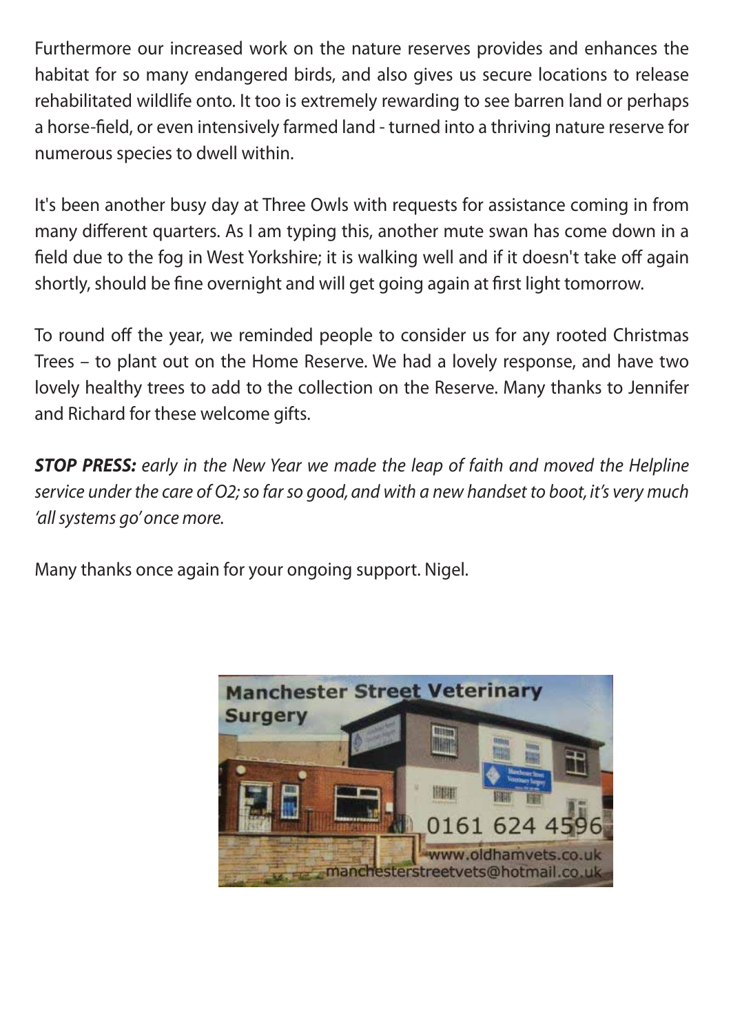Furthermore our increased work on the nature reserves provides and enhances the habitat for so many endangered birds, and also gives us secure locations to release rehabilitated wildlife onto. It too is extremely rewarding to see barren land or perhaps a horse-field, or even intensively farmed land - turned into a thriving nature reserve for numerous species to dwell within.

It's been another busy day at Three Owls with requests for assistance coming in from many different quarters. As I am typing this, another mute swan has come down in a field due to the fog in West Yorkshire; it is walking well and if it doesn't take off again shortly, should be fine overnight and will get going again at first light tomorrow.

To round off the year, we reminded people to consider us for any rooted Christmas Trees – to plant out on the Home Reserve. We had a lovely response, and have two lovely healthy trees to add to the collection on the Reserve. Many thanks to Jennifer and Richard for these welcome gifts.

***STOP PRESS:*** *early in the New Year we made the leap of faith and moved the Helpline service under the care of O2; so far so good, and with a new handset to boot, it's very much 'all systems go' once more.*

Many thanks once again for your ongoing support. Nigel.

**Manchester Street Veterinary Surgery**

0161 624 4596

www.oldhamvets.co.uk

manchesterstreetvets@hotmail.co.uk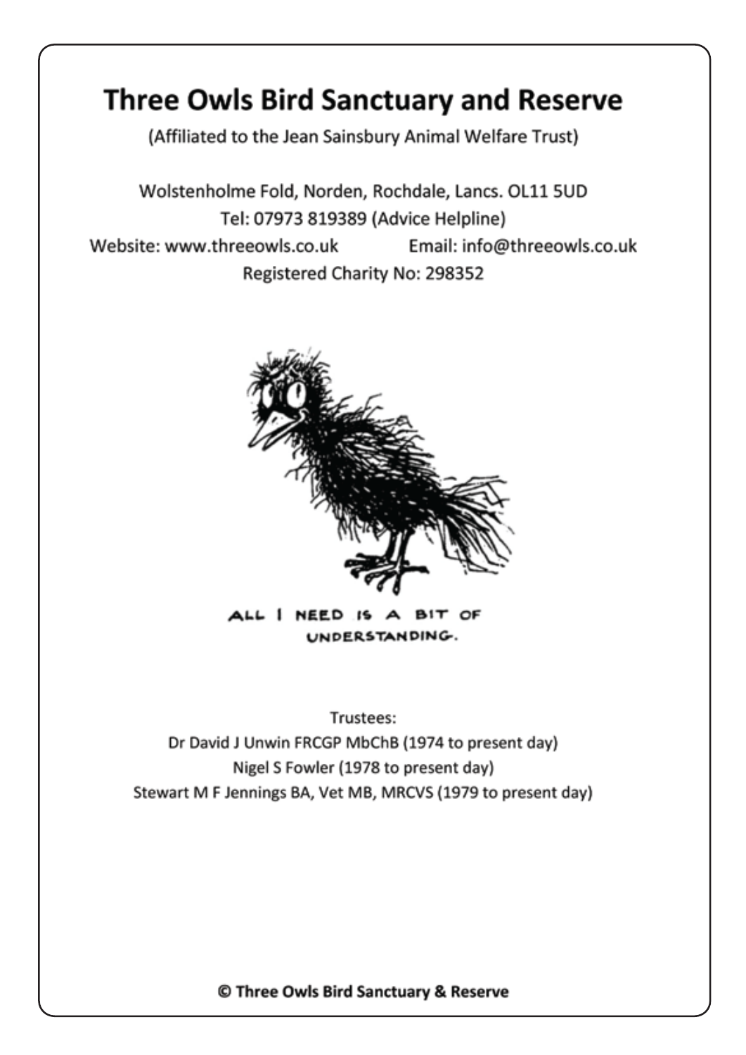# Three Owls Bird Sanctuary and Reserve

(Affiliated to the Jean Sainsbury Animal Welfare Trust)

Wolstenholme Fold, Norden, Rochdale, Lancs. OL11 5UD
Tel: 07973 819389 (Advice Helpline)
Website: www.threeowls.co.uk Email: info@threeowls.co.uk
Registered Charity No: 298352

ALL I NEED IS A BIT OF UNDERSTANDING.

Trustees:
Dr David J Unwin FRCGP MbChB (1974 to present day)
Nigel S Fowler (1978 to present day)
Stewart M F Jennings BA, Vet MB, MRCVS (1979 to present day)

**© Three Owls Bird Sanctuary & Reserve**